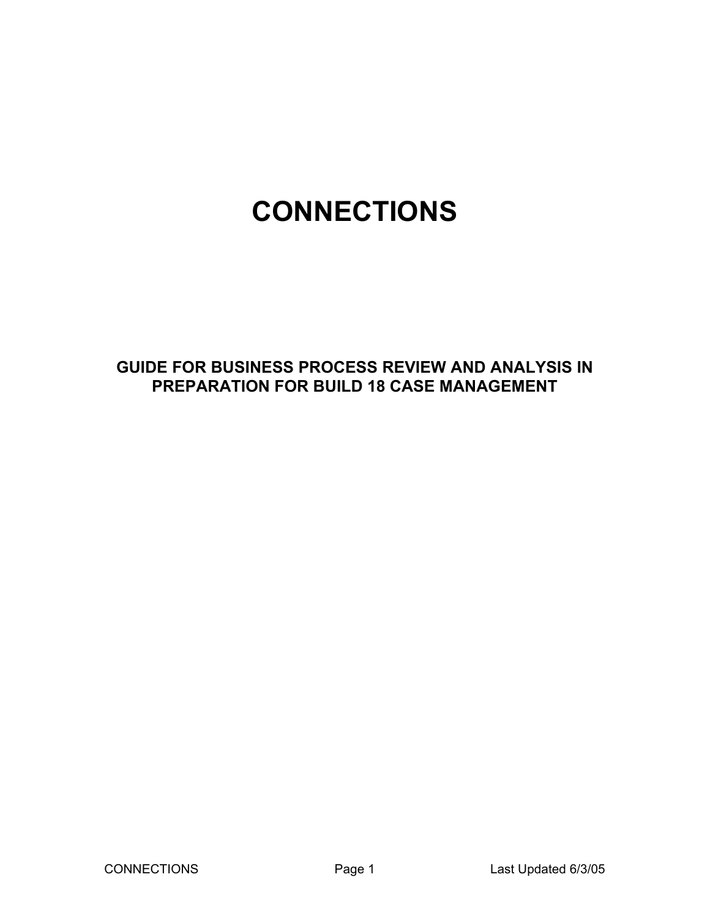# CONNECTIONS

## GUIDE FOR BUSINESS PROCESS REVIEW AND ANALYSIS IN PREPARATION FOR BUILD 18 CASE MANAGEMENT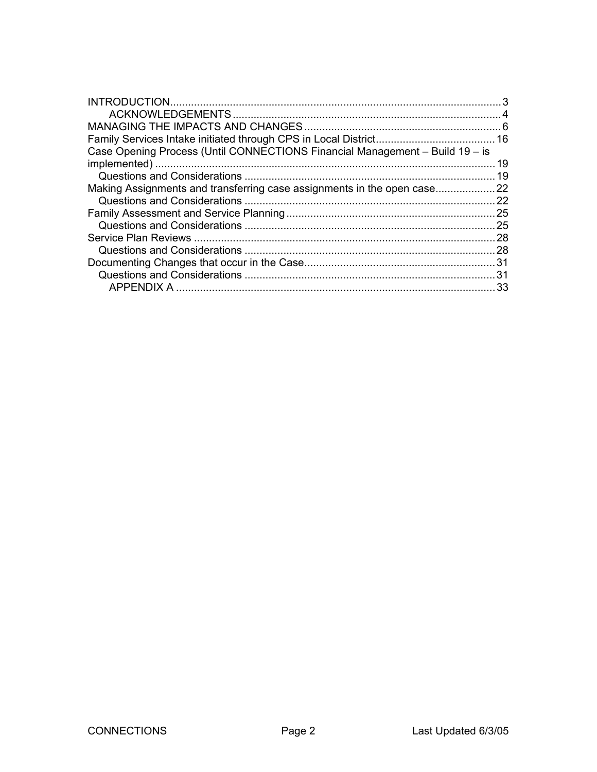INTRODUCTION .......... 3
    ACKNOWLEDGEMENTS .......... 4
MANAGING THE IMPACTS AND CHANGES .......... 6
Family Services Intake initiated through CPS in Local District .......... 16
Case Opening Process (Until CONNECTIONS Financial Management – Build 19 – is implemented) .......... 19
  Questions and Considerations .......... 19
Making Assignments and transferring case assignments in the open case .......... 22
  Questions and Considerations .......... 22
Family Assessment and Service Planning .......... 25
  Questions and Considerations .......... 25
Service Plan Reviews .......... 28
  Questions and Considerations .......... 28
Documenting Changes that occur in the Case .......... 31
  Questions and Considerations .......... 31
    APPENDIX A .......... 33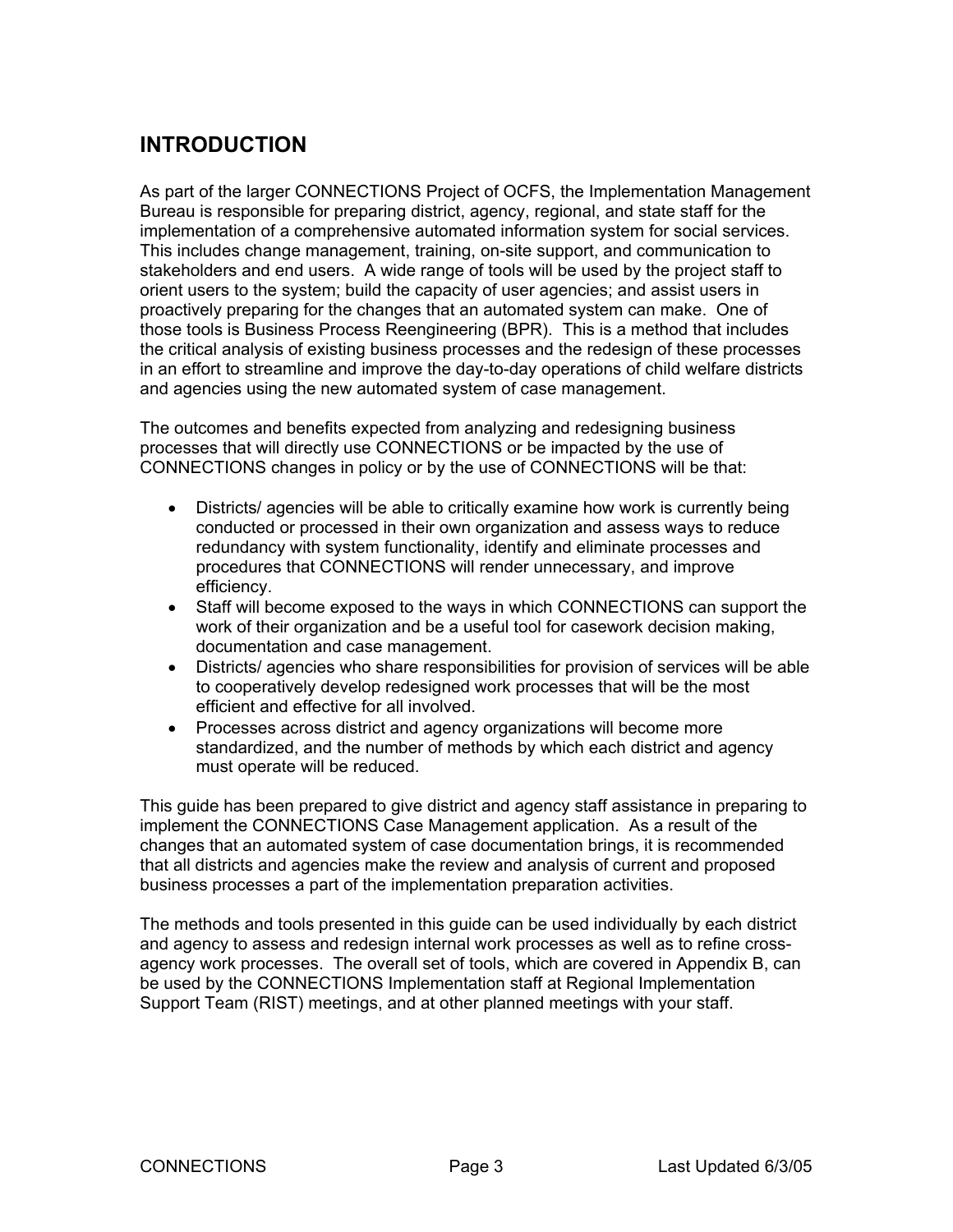# INTRODUCTION

As part of the larger CONNECTIONS Project of OCFS, the Implementation Management Bureau is responsible for preparing district, agency, regional, and state staff for the implementation of a comprehensive automated information system for social services. This includes change management, training, on-site support, and communication to stakeholders and end users. A wide range of tools will be used by the project staff to orient users to the system; build the capacity of user agencies; and assist users in proactively preparing for the changes that an automated system can make. One of those tools is Business Process Reengineering (BPR). This is a method that includes the critical analysis of existing business processes and the redesign of these processes in an effort to streamline and improve the day-to-day operations of child welfare districts and agencies using the new automated system of case management.

The outcomes and benefits expected from analyzing and redesigning business processes that will directly use CONNECTIONS or be impacted by the use of CONNECTIONS changes in policy or by the use of CONNECTIONS will be that:

- Districts/ agencies will be able to critically examine how work is currently being conducted or processed in their own organization and assess ways to reduce redundancy with system functionality, identify and eliminate processes and procedures that CONNECTIONS will render unnecessary, and improve efficiency.
- Staff will become exposed to the ways in which CONNECTIONS can support the work of their organization and be a useful tool for casework decision making, documentation and case management.
- Districts/ agencies who share responsibilities for provision of services will be able to cooperatively develop redesigned work processes that will be the most efficient and effective for all involved.
- Processes across district and agency organizations will become more standardized, and the number of methods by which each district and agency must operate will be reduced.

This guide has been prepared to give district and agency staff assistance in preparing to implement the CONNECTIONS Case Management application. As a result of the changes that an automated system of case documentation brings, it is recommended that all districts and agencies make the review and analysis of current and proposed business processes a part of the implementation preparation activities.

The methods and tools presented in this guide can be used individually by each district and agency to assess and redesign internal work processes as well as to refine cross-agency work processes. The overall set of tools, which are covered in Appendix B, can be used by the CONNECTIONS Implementation staff at Regional Implementation Support Team (RIST) meetings, and at other planned meetings with your staff.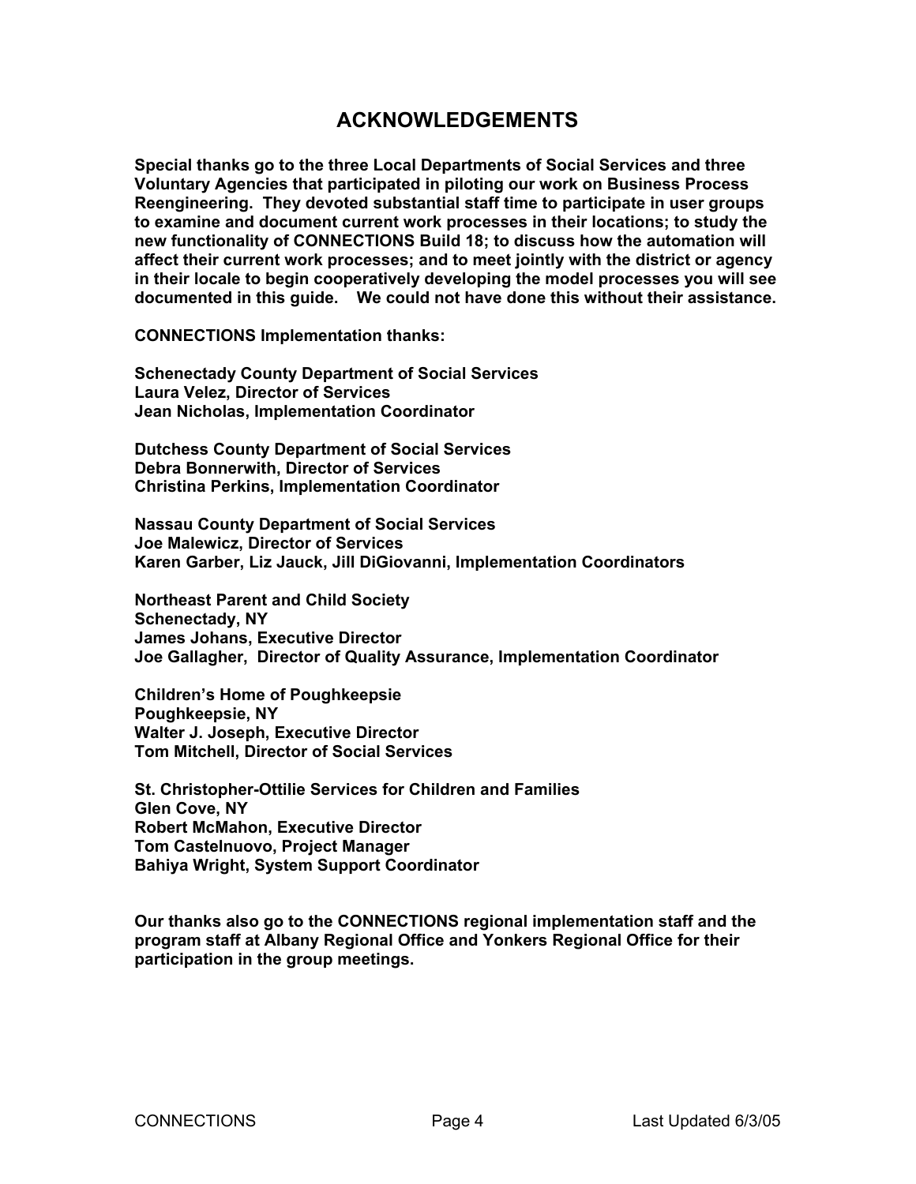# ACKNOWLEDGEMENTS

**Special thanks go to the three Local Departments of Social Services and three Voluntary Agencies that participated in piloting our work on Business Process Reengineering. They devoted substantial staff time to participate in user groups to examine and document current work processes in their locations; to study the new functionality of CONNECTIONS Build 18; to discuss how the automation will affect their current work processes; and to meet jointly with the district or agency in their locale to begin cooperatively developing the model processes you will see documented in this guide. We could not have done this without their assistance.**

**CONNECTIONS Implementation thanks:**

**Schenectady County Department of Social Services**
**Laura Velez, Director of Services**
**Jean Nicholas, Implementation Coordinator**

**Dutchess County Department of Social Services**
**Debra Bonnerwith, Director of Services**
**Christina Perkins, Implementation Coordinator**

**Nassau County Department of Social Services**
**Joe Malewicz, Director of Services**
**Karen Garber, Liz Jauck, Jill DiGiovanni, Implementation Coordinators**

**Northeast Parent and Child Society**
**Schenectady, NY**
**James Johans, Executive Director**
**Joe Gallagher, Director of Quality Assurance, Implementation Coordinator**

**Children's Home of Poughkeepsie**
**Poughkeepsie, NY**
**Walter J. Joseph, Executive Director**
**Tom Mitchell, Director of Social Services**

**St. Christopher-Ottilie Services for Children and Families**
**Glen Cove, NY**
**Robert McMahon, Executive Director**
**Tom Castelnuovo, Project Manager**
**Bahiya Wright, System Support Coordinator**

**Our thanks also go to the CONNECTIONS regional implementation staff and the program staff at Albany Regional Office and Yonkers Regional Office for their participation in the group meetings.**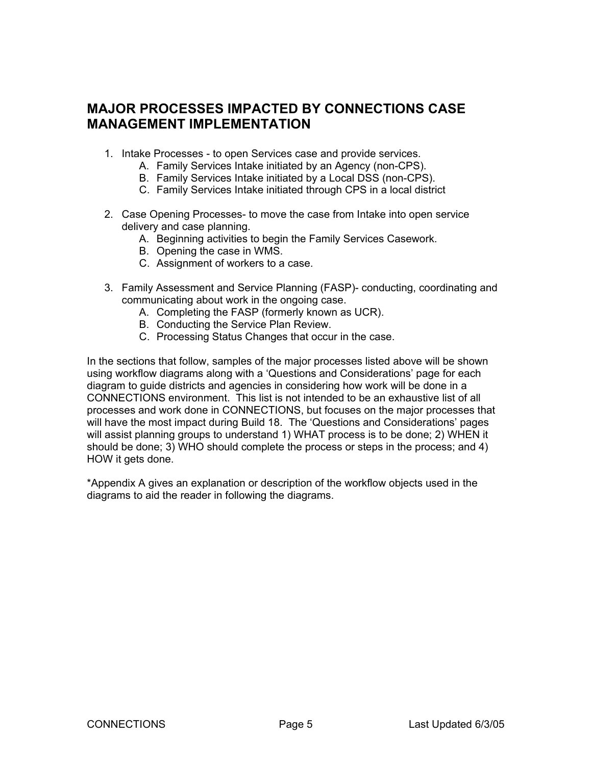## MAJOR PROCESSES IMPACTED BY CONNECTIONS CASE MANAGEMENT IMPLEMENTATION

1. Intake Processes - to open Services case and provide services.
   A. Family Services Intake initiated by an Agency (non-CPS).
   B. Family Services Intake initiated by a Local DSS (non-CPS).
   C. Family Services Intake initiated through CPS in a local district

2. Case Opening Processes- to move the case from Intake into open service delivery and case planning.
   A. Beginning activities to begin the Family Services Casework.
   B. Opening the case in WMS.
   C. Assignment of workers to a case.

3. Family Assessment and Service Planning (FASP)- conducting, coordinating and communicating about work in the ongoing case.
   A. Completing the FASP (formerly known as UCR).
   B. Conducting the Service Plan Review.
   C. Processing Status Changes that occur in the case.

In the sections that follow, samples of the major processes listed above will be shown using workflow diagrams along with a 'Questions and Considerations' page for each diagram to guide districts and agencies in considering how work will be done in a CONNECTIONS environment. This list is not intended to be an exhaustive list of all processes and work done in CONNECTIONS, but focuses on the major processes that will have the most impact during Build 18. The 'Questions and Considerations' pages will assist planning groups to understand 1) WHAT process is to be done; 2) WHEN it should be done; 3) WHO should complete the process or steps in the process; and 4) HOW it gets done.

*Appendix A gives an explanation or description of the workflow objects used in the diagrams to aid the reader in following the diagrams.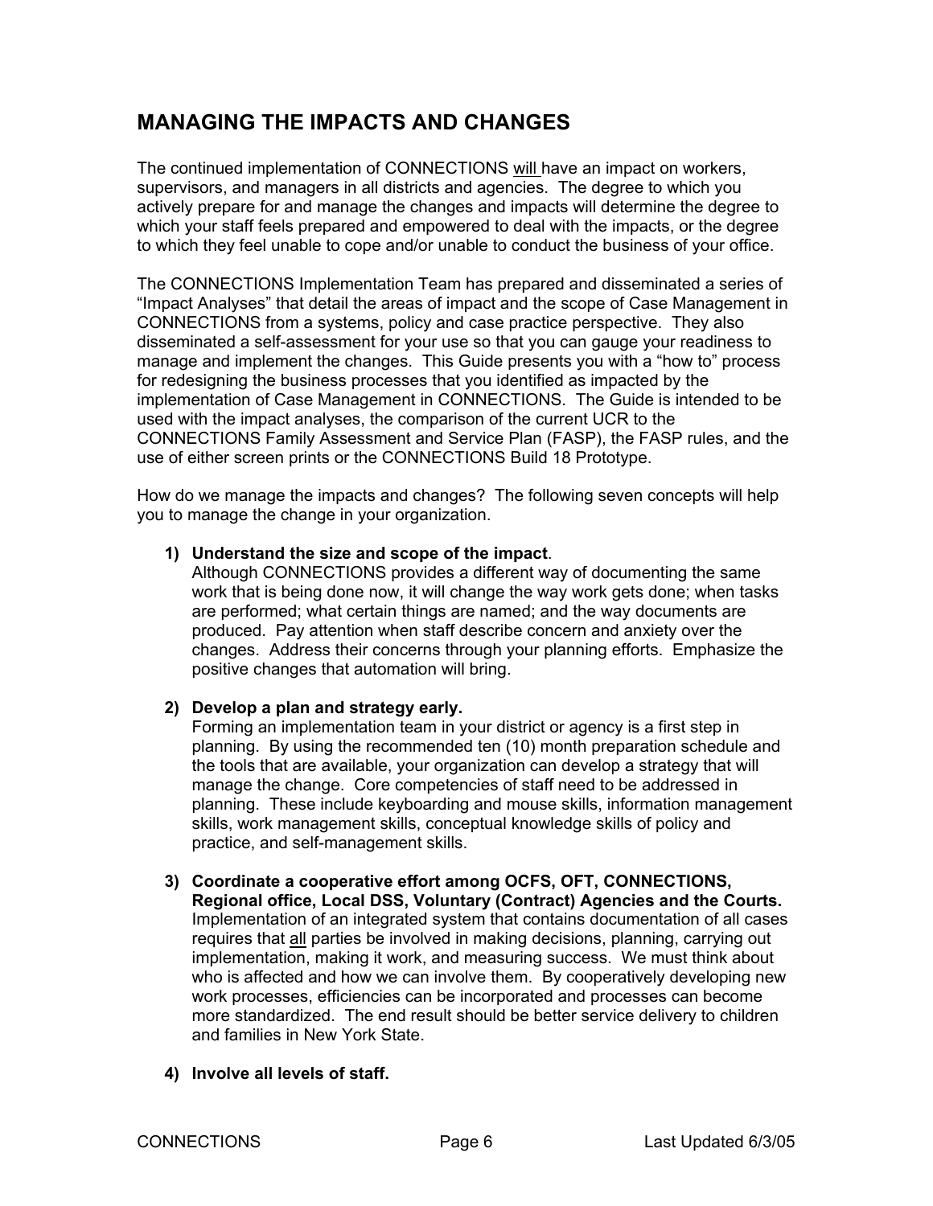## MANAGING THE IMPACTS AND CHANGES

The continued implementation of CONNECTIONS will have an impact on workers, supervisors, and managers in all districts and agencies. The degree to which you actively prepare for and manage the changes and impacts will determine the degree to which your staff feels prepared and empowered to deal with the impacts, or the degree to which they feel unable to cope and/or unable to conduct the business of your office.

The CONNECTIONS Implementation Team has prepared and disseminated a series of "Impact Analyses" that detail the areas of impact and the scope of Case Management in CONNECTIONS from a systems, policy and case practice perspective. They also disseminated a self-assessment for your use so that you can gauge your readiness to manage and implement the changes. This Guide presents you with a "how to" process for redesigning the business processes that you identified as impacted by the implementation of Case Management in CONNECTIONS. The Guide is intended to be used with the impact analyses, the comparison of the current UCR to the CONNECTIONS Family Assessment and Service Plan (FASP), the FASP rules, and the use of either screen prints or the CONNECTIONS Build 18 Prototype.

How do we manage the impacts and changes? The following seven concepts will help you to manage the change in your organization.

1) **Understand the size and scope of the impact**.
   Although CONNECTIONS provides a different way of documenting the same work that is being done now, it will change the way work gets done; when tasks are performed; what certain things are named; and the way documents are produced. Pay attention when staff describe concern and anxiety over the changes. Address their concerns through your planning efforts. Emphasize the positive changes that automation will bring.

2) **Develop a plan and strategy early.**
   Forming an implementation team in your district or agency is a first step in planning. By using the recommended ten (10) month preparation schedule and the tools that are available, your organization can develop a strategy that will manage the change. Core competencies of staff need to be addressed in planning. These include keyboarding and mouse skills, information management skills, work management skills, conceptual knowledge skills of policy and practice, and self-management skills.

3) **Coordinate a cooperative effort among OCFS, OFT, CONNECTIONS, Regional office, Local DSS, Voluntary (Contract) Agencies and the Courts.**
   Implementation of an integrated system that contains documentation of all cases requires that all parties be involved in making decisions, planning, carrying out implementation, making it work, and measuring success. We must think about who is affected and how we can involve them. By cooperatively developing new work processes, efficiencies can be incorporated and processes can become more standardized. The end result should be better service delivery to children and families in New York State.

4) **Involve all levels of staff.**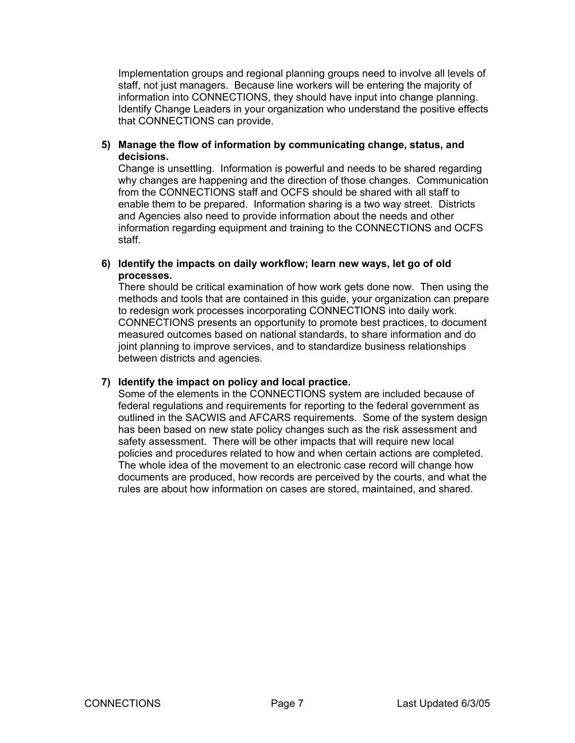Implementation groups and regional planning groups need to involve all levels of staff, not just managers. Because line workers will be entering the majority of information into CONNECTIONS, they should have input into change planning. Identify Change Leaders in your organization who understand the positive effects that CONNECTIONS can provide.

5) **Manage the flow of information by communicating change, status, and decisions.**
   Change is unsettling. Information is powerful and needs to be shared regarding why changes are happening and the direction of those changes. Communication from the CONNECTIONS staff and OCFS should be shared with all staff to enable them to be prepared. Information sharing is a two way street. Districts and Agencies also need to provide information about the needs and other information regarding equipment and training to the CONNECTIONS and OCFS staff.

6) **Identify the impacts on daily workflow; learn new ways, let go of old processes.**
   There should be critical examination of how work gets done now. Then using the methods and tools that are contained in this guide, your organization can prepare to redesign work processes incorporating CONNECTIONS into daily work. CONNECTIONS presents an opportunity to promote best practices, to document measured outcomes based on national standards, to share information and do joint planning to improve services, and to standardize business relationships between districts and agencies.

7) **Identify the impact on policy and local practice.**
   Some of the elements in the CONNECTIONS system are included because of federal regulations and requirements for reporting to the federal government as outlined in the SACWIS and AFCARS requirements. Some of the system design has been based on new state policy changes such as the risk assessment and safety assessment. There will be other impacts that will require new local policies and procedures related to how and when certain actions are completed. The whole idea of the movement to an electronic case record will change how documents are produced, how records are perceived by the courts, and what the rules are about how information on cases are stored, maintained, and shared.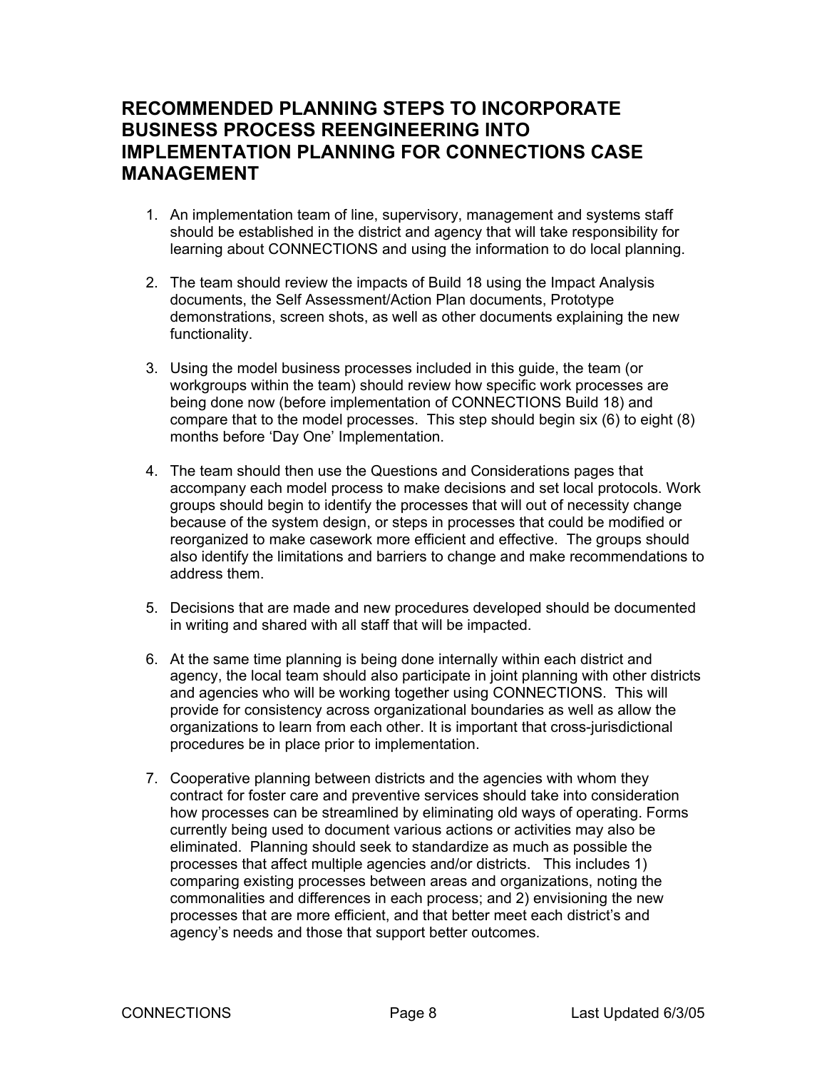## RECOMMENDED PLANNING STEPS TO INCORPORATE BUSINESS PROCESS REENGINEERING INTO IMPLEMENTATION PLANNING FOR CONNECTIONS CASE MANAGEMENT

1. An implementation team of line, supervisory, management and systems staff should be established in the district and agency that will take responsibility for learning about CONNECTIONS and using the information to do local planning.

2. The team should review the impacts of Build 18 using the Impact Analysis documents, the Self Assessment/Action Plan documents, Prototype demonstrations, screen shots, as well as other documents explaining the new functionality.

3. Using the model business processes included in this guide, the team (or workgroups within the team) should review how specific work processes are being done now (before implementation of CONNECTIONS Build 18) and compare that to the model processes. This step should begin six (6) to eight (8) months before 'Day One' Implementation.

4. The team should then use the Questions and Considerations pages that accompany each model process to make decisions and set local protocols. Work groups should begin to identify the processes that will out of necessity change because of the system design, or steps in processes that could be modified or reorganized to make casework more efficient and effective. The groups should also identify the limitations and barriers to change and make recommendations to address them.

5. Decisions that are made and new procedures developed should be documented in writing and shared with all staff that will be impacted.

6. At the same time planning is being done internally within each district and agency, the local team should also participate in joint planning with other districts and agencies who will be working together using CONNECTIONS. This will provide for consistency across organizational boundaries as well as allow the organizations to learn from each other. It is important that cross-jurisdictional procedures be in place prior to implementation.

7. Cooperative planning between districts and the agencies with whom they contract for foster care and preventive services should take into consideration how processes can be streamlined by eliminating old ways of operating. Forms currently being used to document various actions or activities may also be eliminated. Planning should seek to standardize as much as possible the processes that affect multiple agencies and/or districts. This includes 1) comparing existing processes between areas and organizations, noting the commonalities and differences in each process; and 2) envisioning the new processes that are more efficient, and that better meet each district's and agency's needs and those that support better outcomes.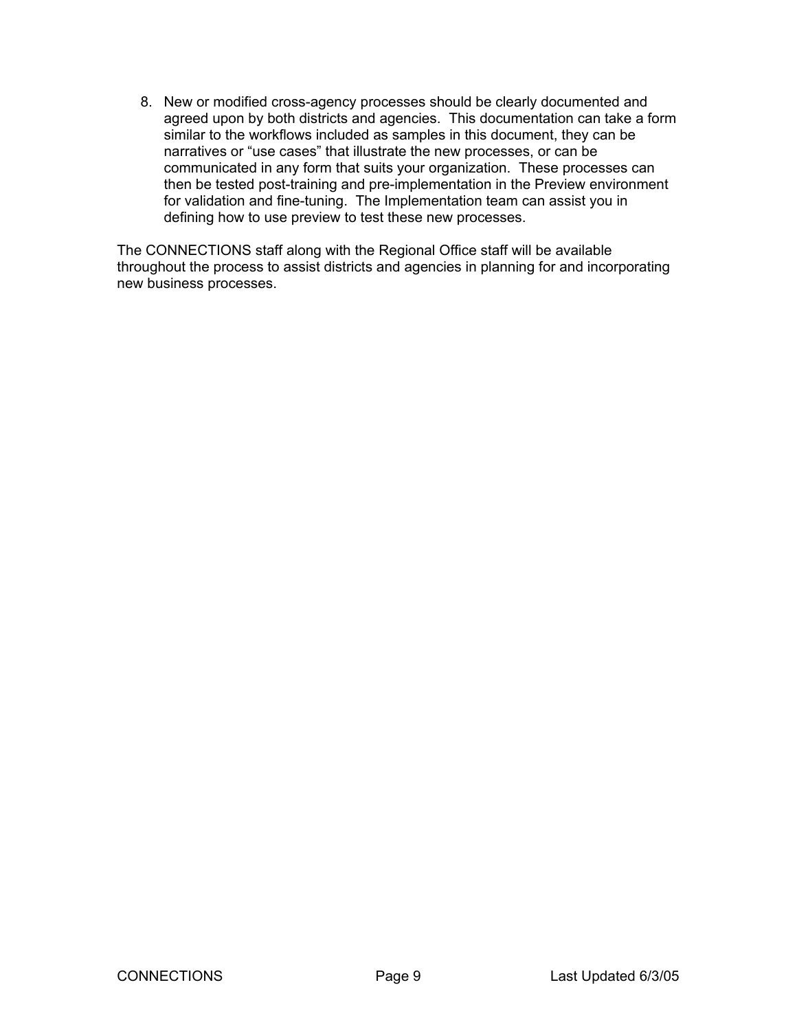8. New or modified cross-agency processes should be clearly documented and agreed upon by both districts and agencies. This documentation can take a form similar to the workflows included as samples in this document, they can be narratives or "use cases" that illustrate the new processes, or can be communicated in any form that suits your organization. These processes can then be tested post-training and pre-implementation in the Preview environment for validation and fine-tuning. The Implementation team can assist you in defining how to use preview to test these new processes.

The CONNECTIONS staff along with the Regional Office staff will be available throughout the process to assist districts and agencies in planning for and incorporating new business processes.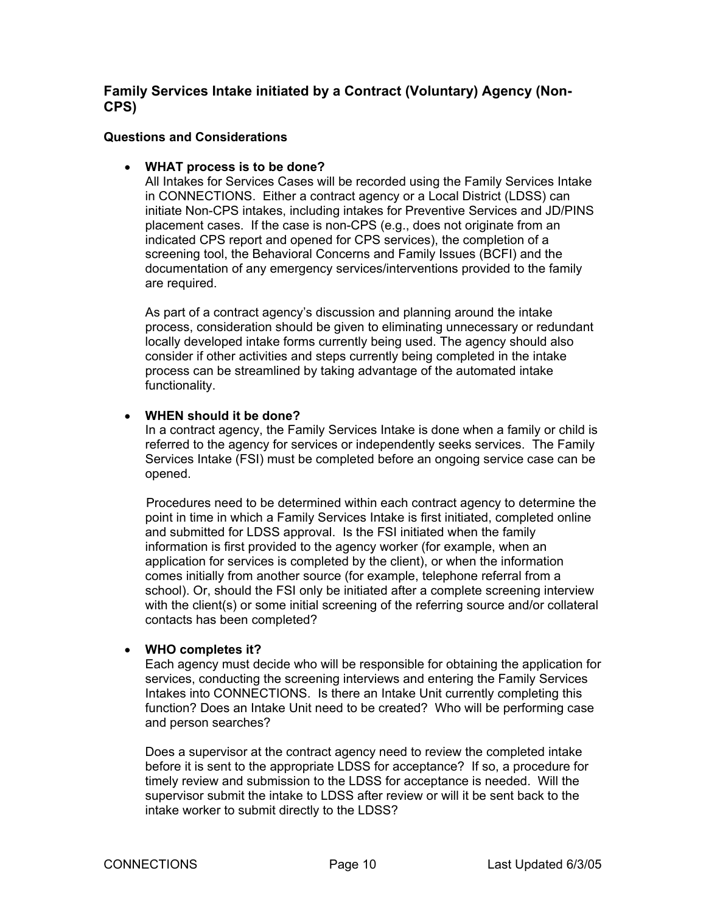## Family Services Intake initiated by a Contract (Voluntary) Agency (Non-CPS)

### Questions and Considerations

- **WHAT process is to be done?**
  All Intakes for Services Cases will be recorded using the Family Services Intake in CONNECTIONS. Either a contract agency or a Local District (LDSS) can initiate Non-CPS intakes, including intakes for Preventive Services and JD/PINS placement cases. If the case is non-CPS (e.g., does not originate from an indicated CPS report and opened for CPS services), the completion of a screening tool, the Behavioral Concerns and Family Issues (BCFI) and the documentation of any emergency services/interventions provided to the family are required.

  As part of a contract agency's discussion and planning around the intake process, consideration should be given to eliminating unnecessary or redundant locally developed intake forms currently being used. The agency should also consider if other activities and steps currently being completed in the intake process can be streamlined by taking advantage of the automated intake functionality.

- **WHEN should it be done?**
  In a contract agency, the Family Services Intake is done when a family or child is referred to the agency for services or independently seeks services. The Family Services Intake (FSI) must be completed before an ongoing service case can be opened.

  Procedures need to be determined within each contract agency to determine the point in time in which a Family Services Intake is first initiated, completed online and submitted for LDSS approval. Is the FSI initiated when the family information is first provided to the agency worker (for example, when an application for services is completed by the client), or when the information comes initially from another source (for example, telephone referral from a school). Or, should the FSI only be initiated after a complete screening interview with the client(s) or some initial screening of the referring source and/or collateral contacts has been completed?

- **WHO completes it?**
  Each agency must decide who will be responsible for obtaining the application for services, conducting the screening interviews and entering the Family Services Intakes into CONNECTIONS. Is there an Intake Unit currently completing this function? Does an Intake Unit need to be created? Who will be performing case and person searches?

  Does a supervisor at the contract agency need to review the completed intake before it is sent to the appropriate LDSS for acceptance? If so, a procedure for timely review and submission to the LDSS for acceptance is needed. Will the supervisor submit the intake to LDSS after review or will it be sent back to the intake worker to submit directly to the LDSS?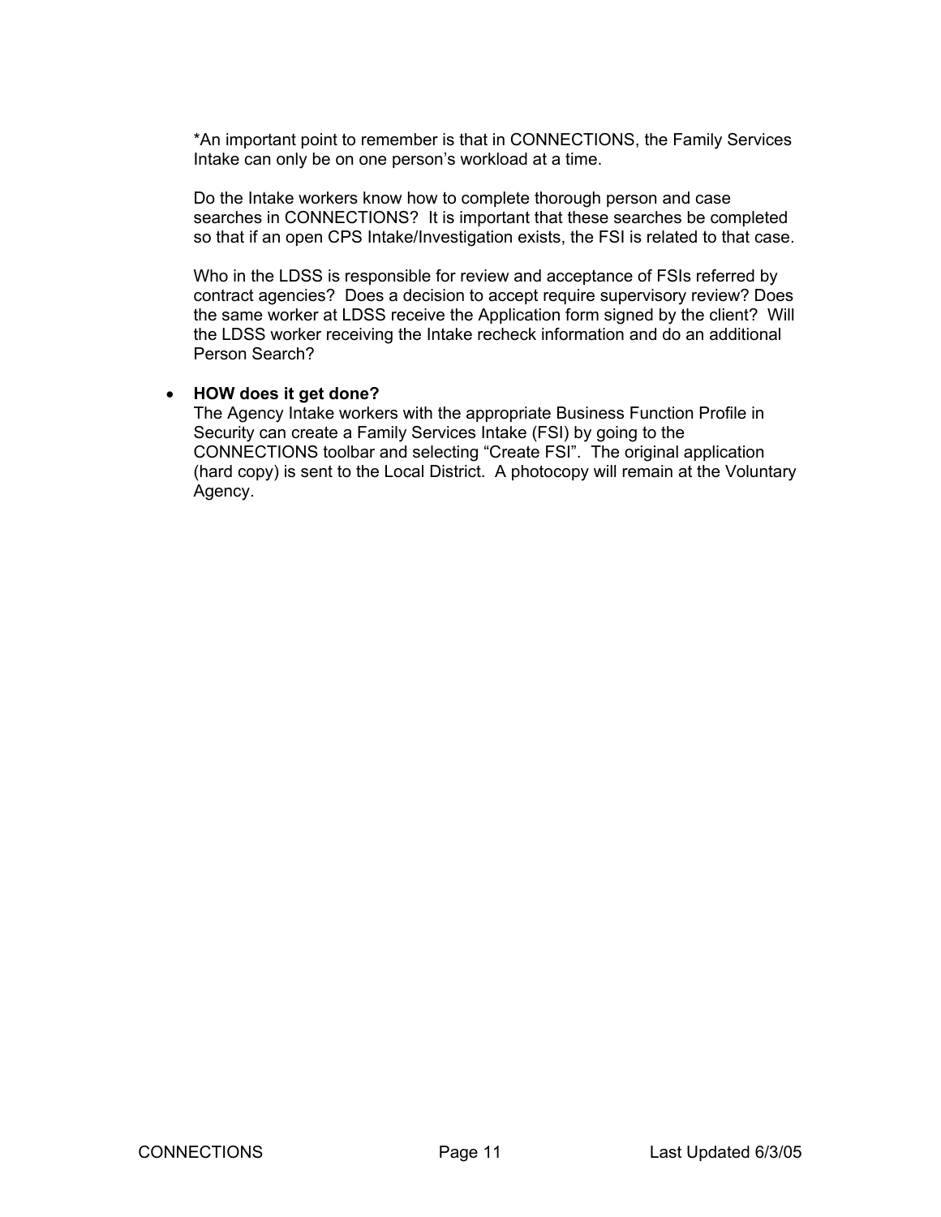*An important point to remember is that in CONNECTIONS, the Family Services Intake can only be on one person's workload at a time.

Do the Intake workers know how to complete thorough person and case searches in CONNECTIONS? It is important that these searches be completed so that if an open CPS Intake/Investigation exists, the FSI is related to that case.

Who in the LDSS is responsible for review and acceptance of FSIs referred by contract agencies? Does a decision to accept require supervisory review? Does the same worker at LDSS receive the Application form signed by the client? Will the LDSS worker receiving the Intake recheck information and do an additional Person Search?

- **HOW does it get done?**
  The Agency Intake workers with the appropriate Business Function Profile in Security can create a Family Services Intake (FSI) by going to the CONNECTIONS toolbar and selecting "Create FSI". The original application (hard copy) is sent to the Local District. A photocopy will remain at the Voluntary Agency.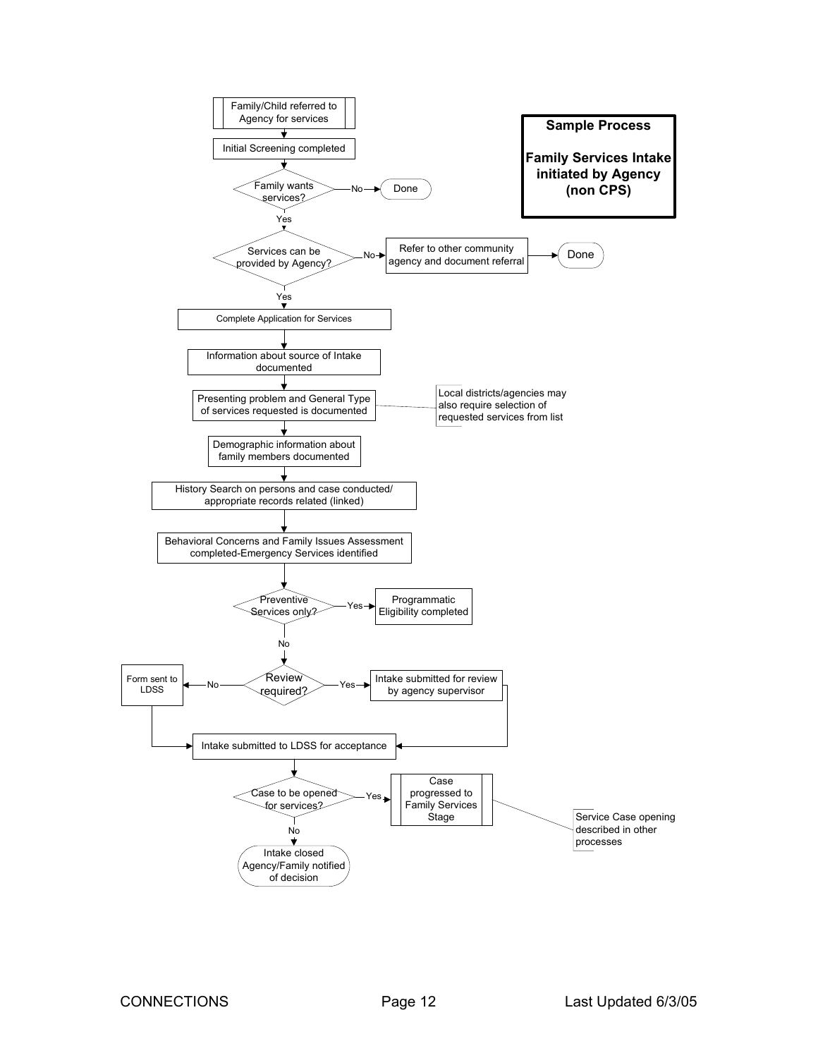**Sample Process**

**Family Services Intake initiated by Agency (non CPS)**

- Family/Child referred to Agency for services
- Initial Screening completed
- Family wants services?
  - No → Done
  - Yes ↓
- Services can be provided by Agency?
  - No → Refer to other community agency and document referral → Done
  - Yes ↓
- Complete Application for Services
- Information about source of Intake documented
- Presenting problem and General Type of services requested is documented
  - *Local districts/agencies may also require selection of requested services from list*
- Demographic information about family members documented
- History Search on persons and case conducted/ appropriate records related (linked)
- Behavioral Concerns and Family Issues Assessment completed-Emergency Services identified
- Preventive Services only?
  - Yes → Programmatic Eligibility completed
  - No ↓
- Review required?
  - No → Form sent to LDSS → Intake submitted to LDSS for acceptance
  - Yes → Intake submitted for review by agency supervisor → Intake submitted to LDSS for acceptance
- Intake submitted to LDSS for acceptance
- Case to be opened for services?
  - Yes → Case progressed to Family Services Stage
    - *Service Case opening described in other processes*
  - No → Intake closed Agency/Family notified of decision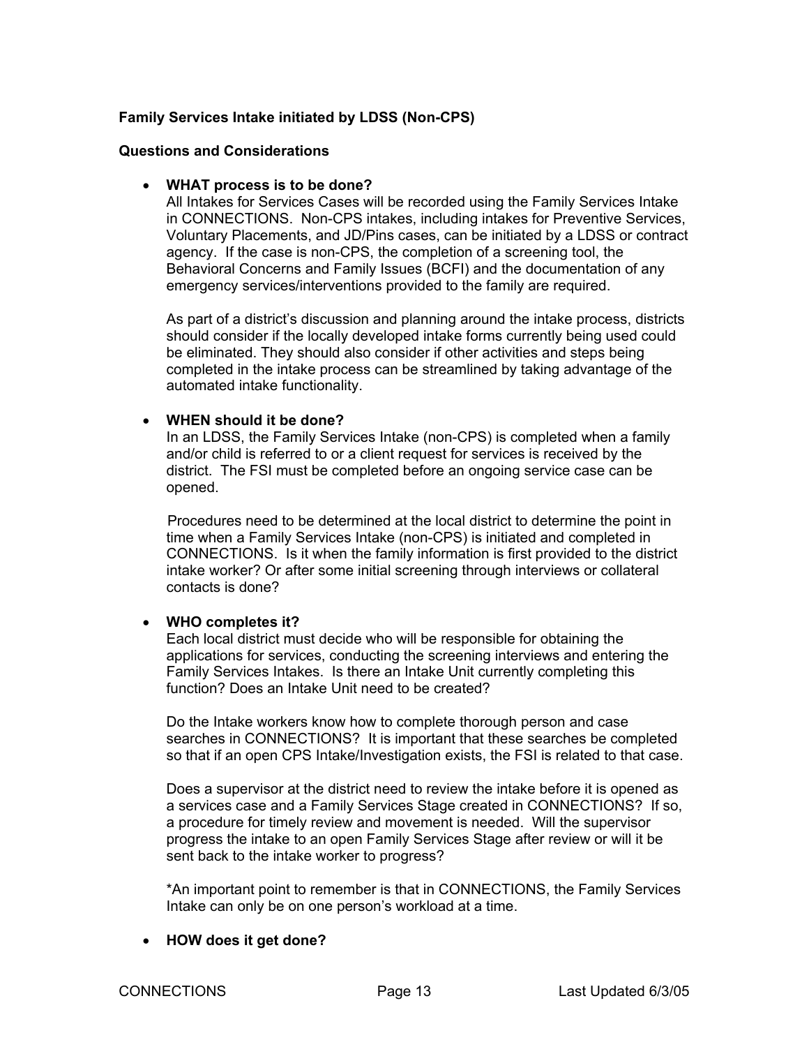**Family Services Intake initiated by LDSS (Non-CPS)**

**Questions and Considerations**

- **WHAT process is to be done?**

  All Intakes for Services Cases will be recorded using the Family Services Intake in CONNECTIONS. Non-CPS intakes, including intakes for Preventive Services, Voluntary Placements, and JD/Pins cases, can be initiated by a LDSS or contract agency. If the case is non-CPS, the completion of a screening tool, the Behavioral Concerns and Family Issues (BCFI) and the documentation of any emergency services/interventions provided to the family are required.

  As part of a district's discussion and planning around the intake process, districts should consider if the locally developed intake forms currently being used could be eliminated. They should also consider if other activities and steps being completed in the intake process can be streamlined by taking advantage of the automated intake functionality.

- **WHEN should it be done?**

  In an LDSS, the Family Services Intake (non-CPS) is completed when a family and/or child is referred to or a client request for services is received by the district. The FSI must be completed before an ongoing service case can be opened.

  Procedures need to be determined at the local district to determine the point in time when a Family Services Intake (non-CPS) is initiated and completed in CONNECTIONS. Is it when the family information is first provided to the district intake worker? Or after some initial screening through interviews or collateral contacts is done?

- **WHO completes it?**

  Each local district must decide who will be responsible for obtaining the applications for services, conducting the screening interviews and entering the Family Services Intakes. Is there an Intake Unit currently completing this function? Does an Intake Unit need to be created?

  Do the Intake workers know how to complete thorough person and case searches in CONNECTIONS? It is important that these searches be completed so that if an open CPS Intake/Investigation exists, the FSI is related to that case.

  Does a supervisor at the district need to review the intake before it is opened as a services case and a Family Services Stage created in CONNECTIONS? If so, a procedure for timely review and movement is needed. Will the supervisor progress the intake to an open Family Services Stage after review or will it be sent back to the intake worker to progress?

  *An important point to remember is that in CONNECTIONS, the Family Services Intake can only be on one person's workload at a time.

- **HOW does it get done?**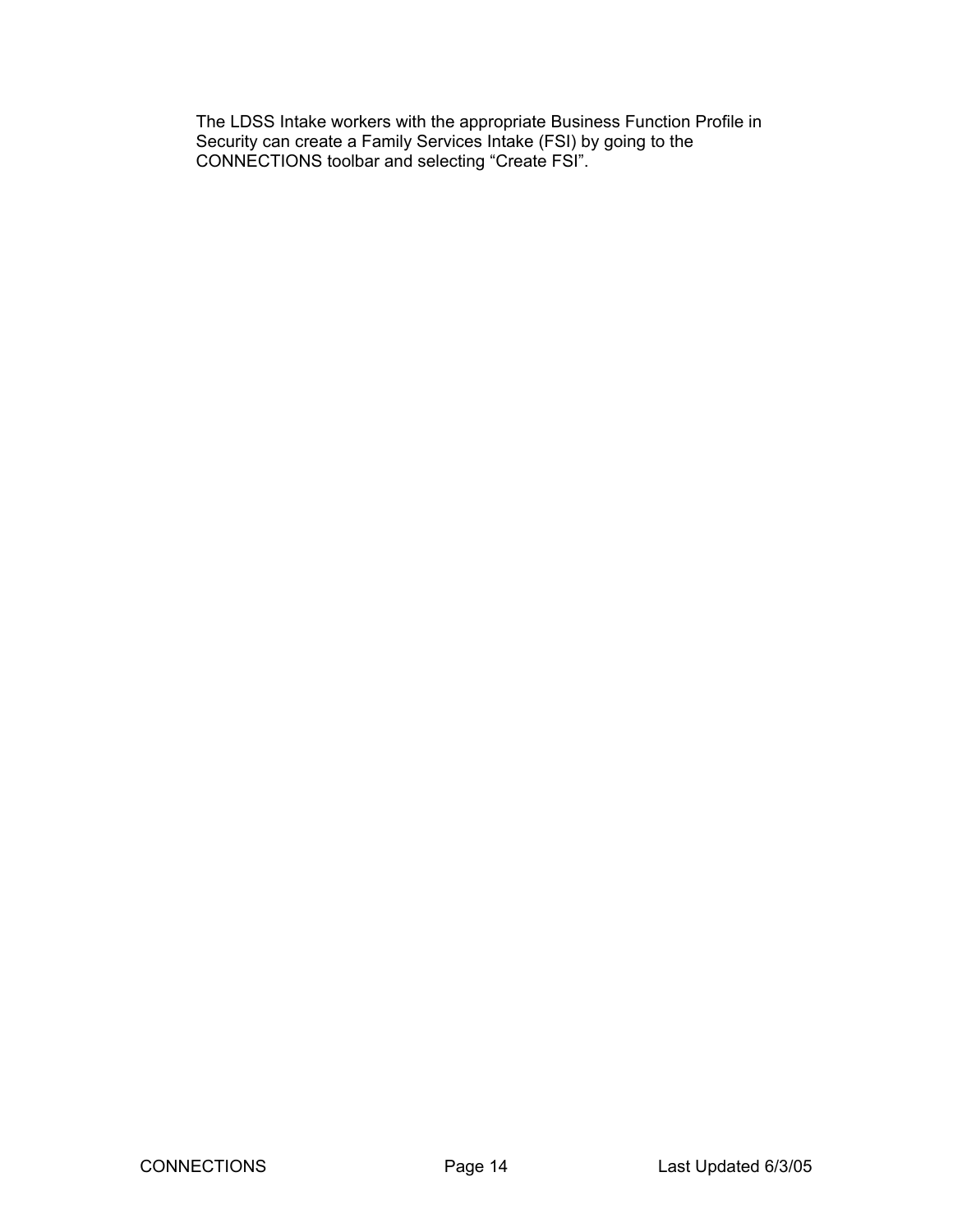The LDSS Intake workers with the appropriate Business Function Profile in Security can create a Family Services Intake (FSI) by going to the CONNECTIONS toolbar and selecting “Create FSI”.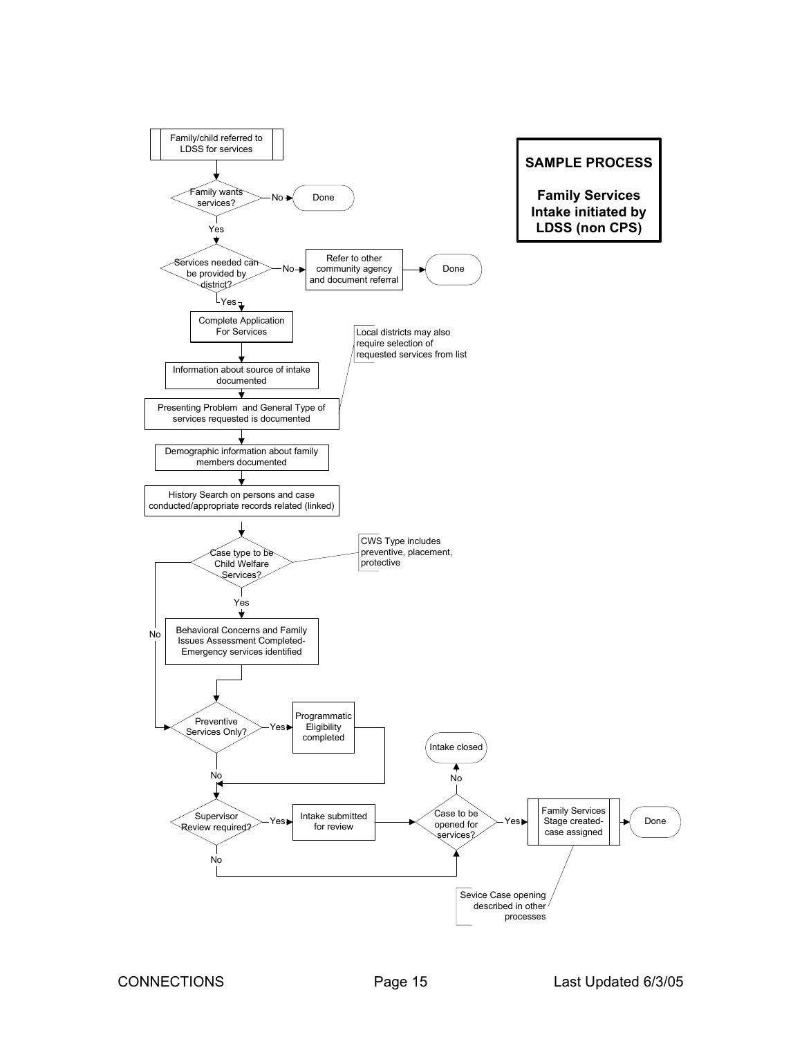**SAMPLE PROCESS**

**Family Services Intake initiated by LDSS (non CPS)**

Family/child referred to LDSS for services

Family wants services?
- No → Done
- Yes ↓

Services needed can be provided by district?
- No → Refer to other community agency and document referral → Done
- Yes ↓

Complete Application For Services

Information about source of intake documented

Presenting Problem and General Type of services requested is documented

*Local districts may also require selection of requested services from list*

Demographic information about family members documented

History Search on persons and case conducted/appropriate records related (linked)

Case type to be Child Welfare Services?

*CWS Type includes preventive, placement, protective*

- Yes → Behavioral Concerns and Family Issues Assessment Completed- Emergency services identified ↓
- No ↓

Preventive Services Only?
- Yes → Programmatic Eligibility completed ↓
- No ↓

Supervisor Review required?
- Yes → Intake submitted for review ↓
- No ↓

Case to be opened for services?
- No → Intake closed
- Yes → Family Services Stage created- case assigned → Done

*Sevice Case opening described in other processes*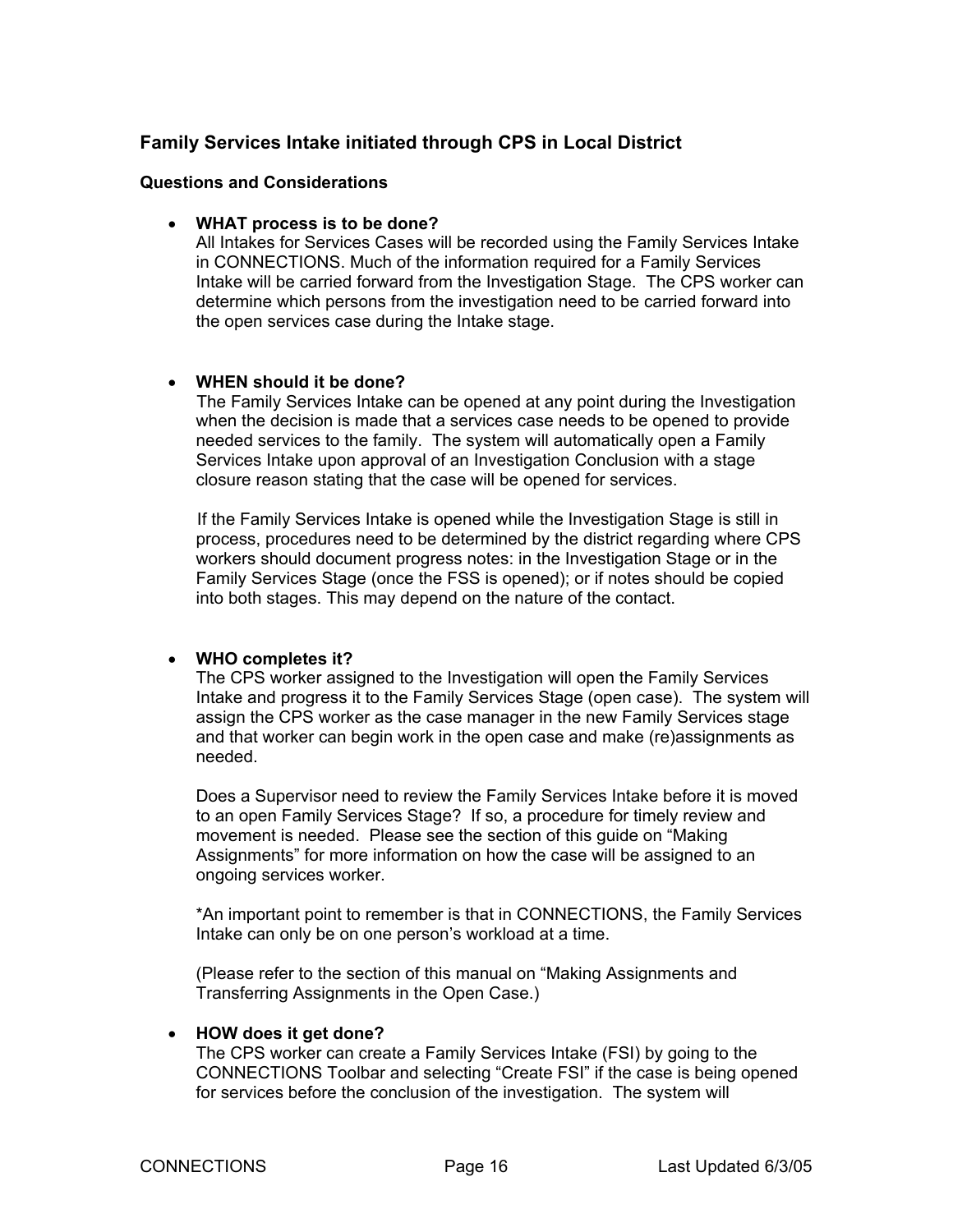### Family Services Intake initiated through CPS in Local District

#### Questions and Considerations

- **WHAT process is to be done?**
  All Intakes for Services Cases will be recorded using the Family Services Intake in CONNECTIONS. Much of the information required for a Family Services Intake will be carried forward from the Investigation Stage. The CPS worker can determine which persons from the investigation need to be carried forward into the open services case during the Intake stage.

- **WHEN should it be done?**
  The Family Services Intake can be opened at any point during the Investigation when the decision is made that a services case needs to be opened to provide needed services to the family. The system will automatically open a Family Services Intake upon approval of an Investigation Conclusion with a stage closure reason stating that the case will be opened for services.

  If the Family Services Intake is opened while the Investigation Stage is still in process, procedures need to be determined by the district regarding where CPS workers should document progress notes: in the Investigation Stage or in the Family Services Stage (once the FSS is opened); or if notes should be copied into both stages. This may depend on the nature of the contact.

- **WHO completes it?**
  The CPS worker assigned to the Investigation will open the Family Services Intake and progress it to the Family Services Stage (open case). The system will assign the CPS worker as the case manager in the new Family Services stage and that worker can begin work in the open case and make (re)assignments as needed.

  Does a Supervisor need to review the Family Services Intake before it is moved to an open Family Services Stage? If so, a procedure for timely review and movement is needed. Please see the section of this guide on "Making Assignments" for more information on how the case will be assigned to an ongoing services worker.

  *An important point to remember is that in CONNECTIONS, the Family Services Intake can only be on one person's workload at a time.

  (Please refer to the section of this manual on "Making Assignments and Transferring Assignments in the Open Case.)

- **HOW does it get done?**
  The CPS worker can create a Family Services Intake (FSI) by going to the CONNECTIONS Toolbar and selecting "Create FSI" if the case is being opened for services before the conclusion of the investigation. The system will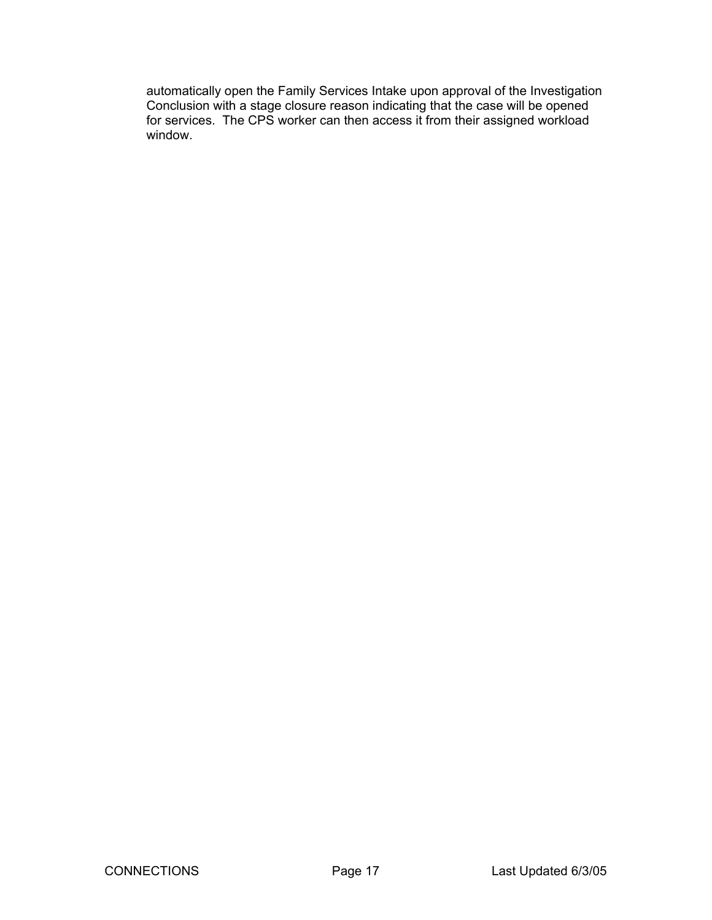automatically open the Family Services Intake upon approval of the Investigation Conclusion with a stage closure reason indicating that the case will be opened for services. The CPS worker can then access it from their assigned workload window.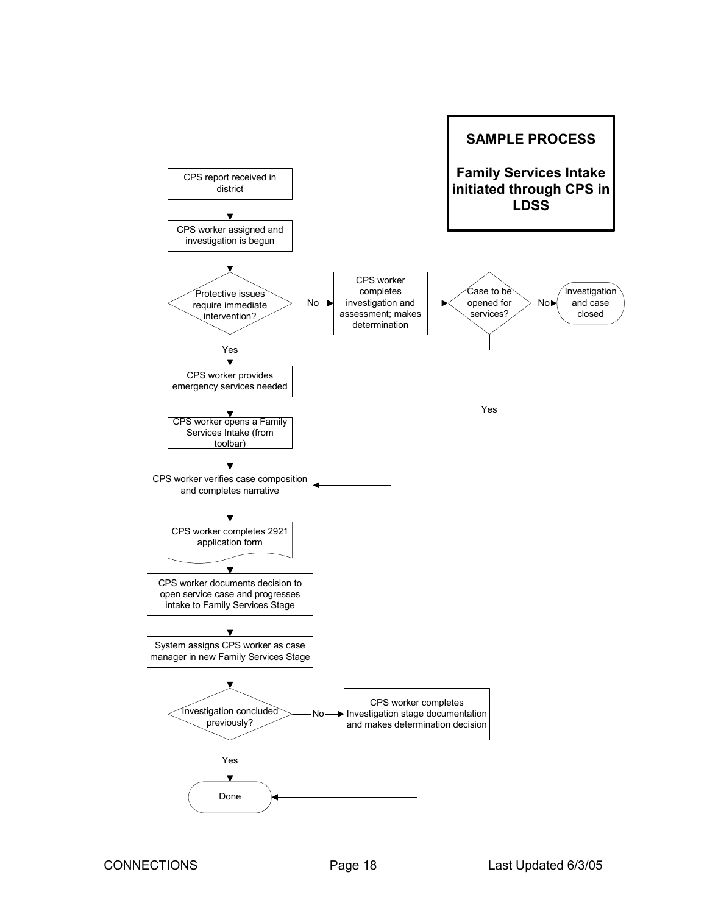**SAMPLE PROCESS**

**Family Services Intake initiated through CPS in LDSS**

CPS report received in district

CPS worker assigned and investigation is begun

Protective issues require immediate intervention?

No

CPS worker completes investigation and assessment; makes determination

Case to be opened for services?

No

Investigation and case closed

Yes

Yes

CPS worker provides emergency services needed

CPS worker opens a Family Services Intake (from toolbar)

CPS worker verifies case composition and completes narrative

CPS worker completes 2921 application form

CPS worker documents decision to open service case and progresses intake to Family Services Stage

System assigns CPS worker as case manager in new Family Services Stage

Investigation concluded previously?

No

CPS worker completes Investigation stage documentation and makes determination decision

Yes

Done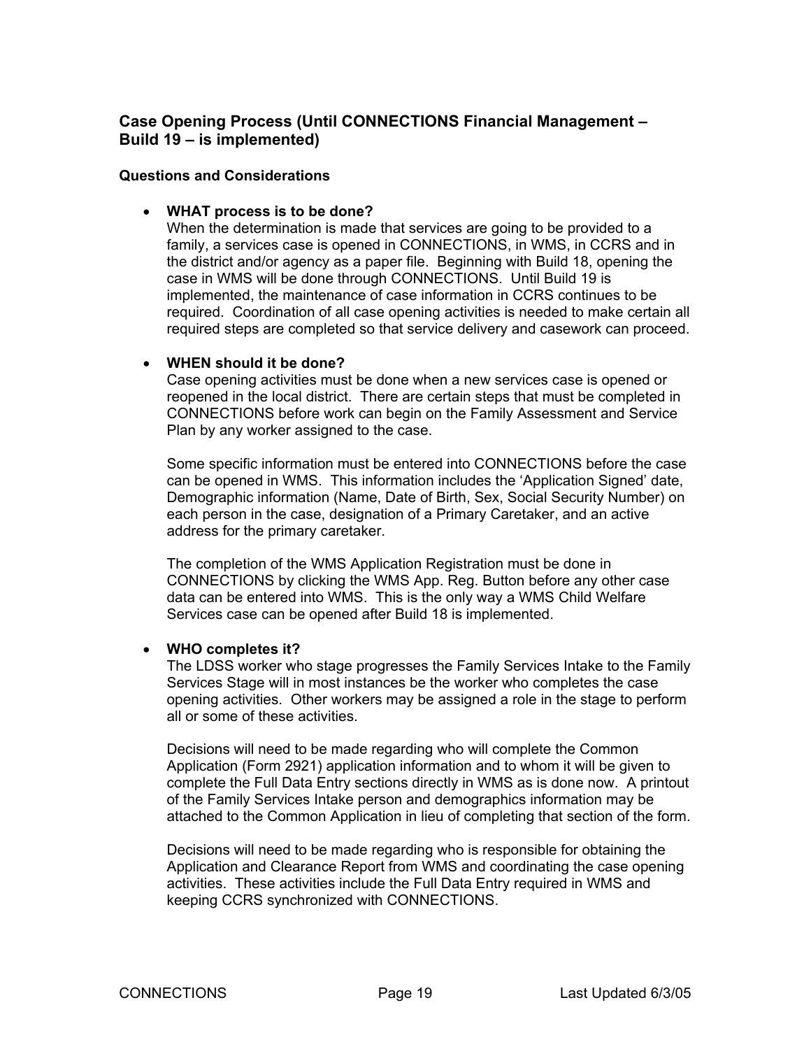## Case Opening Process (Until CONNECTIONS Financial Management – Build 19 – is implemented)

### Questions and Considerations

- **WHAT process is to be done?**
  When the determination is made that services are going to be provided to a family, a services case is opened in CONNECTIONS, in WMS, in CCRS and in the district and/or agency as a paper file. Beginning with Build 18, opening the case in WMS will be done through CONNECTIONS. Until Build 19 is implemented, the maintenance of case information in CCRS continues to be required. Coordination of all case opening activities is needed to make certain all required steps are completed so that service delivery and casework can proceed.

- **WHEN should it be done?**
  Case opening activities must be done when a new services case is opened or reopened in the local district. There are certain steps that must be completed in CONNECTIONS before work can begin on the Family Assessment and Service Plan by any worker assigned to the case.

  Some specific information must be entered into CONNECTIONS before the case can be opened in WMS. This information includes the 'Application Signed' date, Demographic information (Name, Date of Birth, Sex, Social Security Number) on each person in the case, designation of a Primary Caretaker, and an active address for the primary caretaker.

  The completion of the WMS Application Registration must be done in CONNECTIONS by clicking the WMS App. Reg. Button before any other case data can be entered into WMS. This is the only way a WMS Child Welfare Services case can be opened after Build 18 is implemented.

- **WHO completes it?**
  The LDSS worker who stage progresses the Family Services Intake to the Family Services Stage will in most instances be the worker who completes the case opening activities. Other workers may be assigned a role in the stage to perform all or some of these activities.

  Decisions will need to be made regarding who will complete the Common Application (Form 2921) application information and to whom it will be given to complete the Full Data Entry sections directly in WMS as is done now. A printout of the Family Services Intake person and demographics information may be attached to the Common Application in lieu of completing that section of the form.

  Decisions will need to be made regarding who is responsible for obtaining the Application and Clearance Report from WMS and coordinating the case opening activities. These activities include the Full Data Entry required in WMS and keeping CCRS synchronized with CONNECTIONS.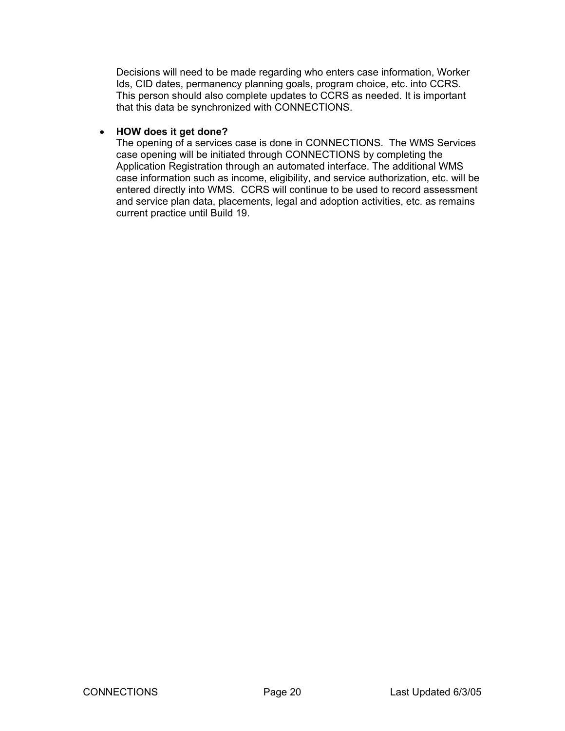Decisions will need to be made regarding who enters case information, Worker Ids, CID dates, permanency planning goals, program choice, etc. into CCRS. This person should also complete updates to CCRS as needed. It is important that this data be synchronized with CONNECTIONS.

- **HOW does it get done?**
  The opening of a services case is done in CONNECTIONS. The WMS Services case opening will be initiated through CONNECTIONS by completing the Application Registration through an automated interface. The additional WMS case information such as income, eligibility, and service authorization, etc. will be entered directly into WMS. CCRS will continue to be used to record assessment and service plan data, placements, legal and adoption activities, etc. as remains current practice until Build 19.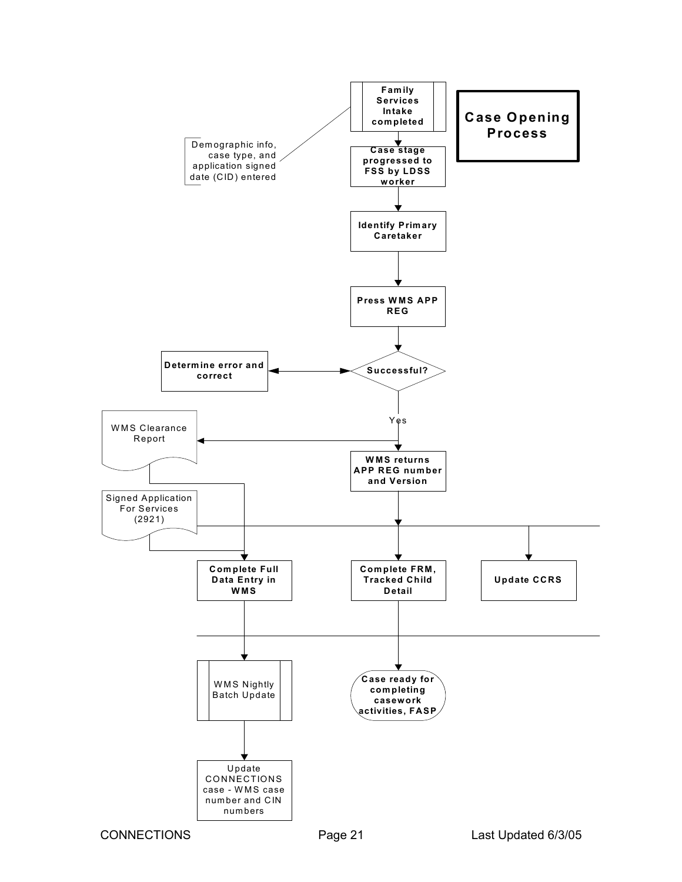# Case Opening Process

Family Services Intake completed

Demographic info, case type, and application signed date (CID) entered

Case stage progressed to FSS by LDSS worker

Identify Primary Caretaker

Press WMS APP REG

Successful?

Determine error and correct

Yes

WMS Clearance Report

WMS returns APP REG number and Version

Signed Application For Services (2921)

Complete Full Data Entry in WMS

Complete FRM, Tracked Child Detail

Update CCRS

WMS Nightly Batch Update

Case ready for completing casework activities, FASP

Update CONNECTIONS case - WMS case number and CIN numbers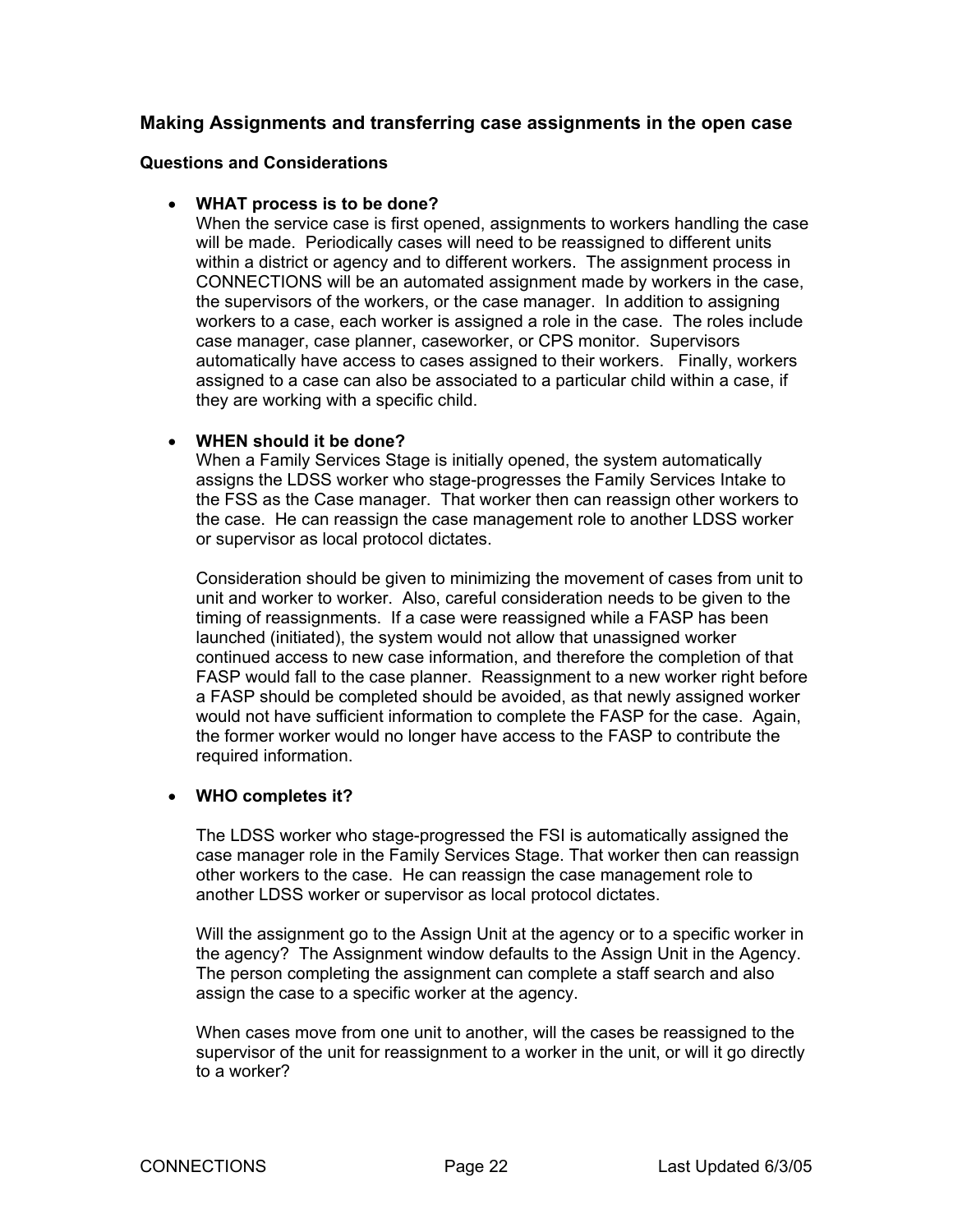## Making Assignments and transferring case assignments in the open case

### Questions and Considerations

- **WHAT process is to be done?**
  When the service case is first opened, assignments to workers handling the case will be made. Periodically cases will need to be reassigned to different units within a district or agency and to different workers. The assignment process in CONNECTIONS will be an automated assignment made by workers in the case, the supervisors of the workers, or the case manager. In addition to assigning workers to a case, each worker is assigned a role in the case. The roles include case manager, case planner, caseworker, or CPS monitor. Supervisors automatically have access to cases assigned to their workers. Finally, workers assigned to a case can also be associated to a particular child within a case, if they are working with a specific child.

- **WHEN should it be done?**
  When a Family Services Stage is initially opened, the system automatically assigns the LDSS worker who stage-progresses the Family Services Intake to the FSS as the Case manager. That worker then can reassign other workers to the case. He can reassign the case management role to another LDSS worker or supervisor as local protocol dictates.

  Consideration should be given to minimizing the movement of cases from unit to unit and worker to worker. Also, careful consideration needs to be given to the timing of reassignments. If a case were reassigned while a FASP has been launched (initiated), the system would not allow that unassigned worker continued access to new case information, and therefore the completion of that FASP would fall to the case planner. Reassignment to a new worker right before a FASP should be completed should be avoided, as that newly assigned worker would not have sufficient information to complete the FASP for the case. Again, the former worker would no longer have access to the FASP to contribute the required information.

- **WHO completes it?**

  The LDSS worker who stage-progressed the FSI is automatically assigned the case manager role in the Family Services Stage. That worker then can reassign other workers to the case. He can reassign the case management role to another LDSS worker or supervisor as local protocol dictates.

  Will the assignment go to the Assign Unit at the agency or to a specific worker in the agency? The Assignment window defaults to the Assign Unit in the Agency. The person completing the assignment can complete a staff search and also assign the case to a specific worker at the agency.

  When cases move from one unit to another, will the cases be reassigned to the supervisor of the unit for reassignment to a worker in the unit, or will it go directly to a worker?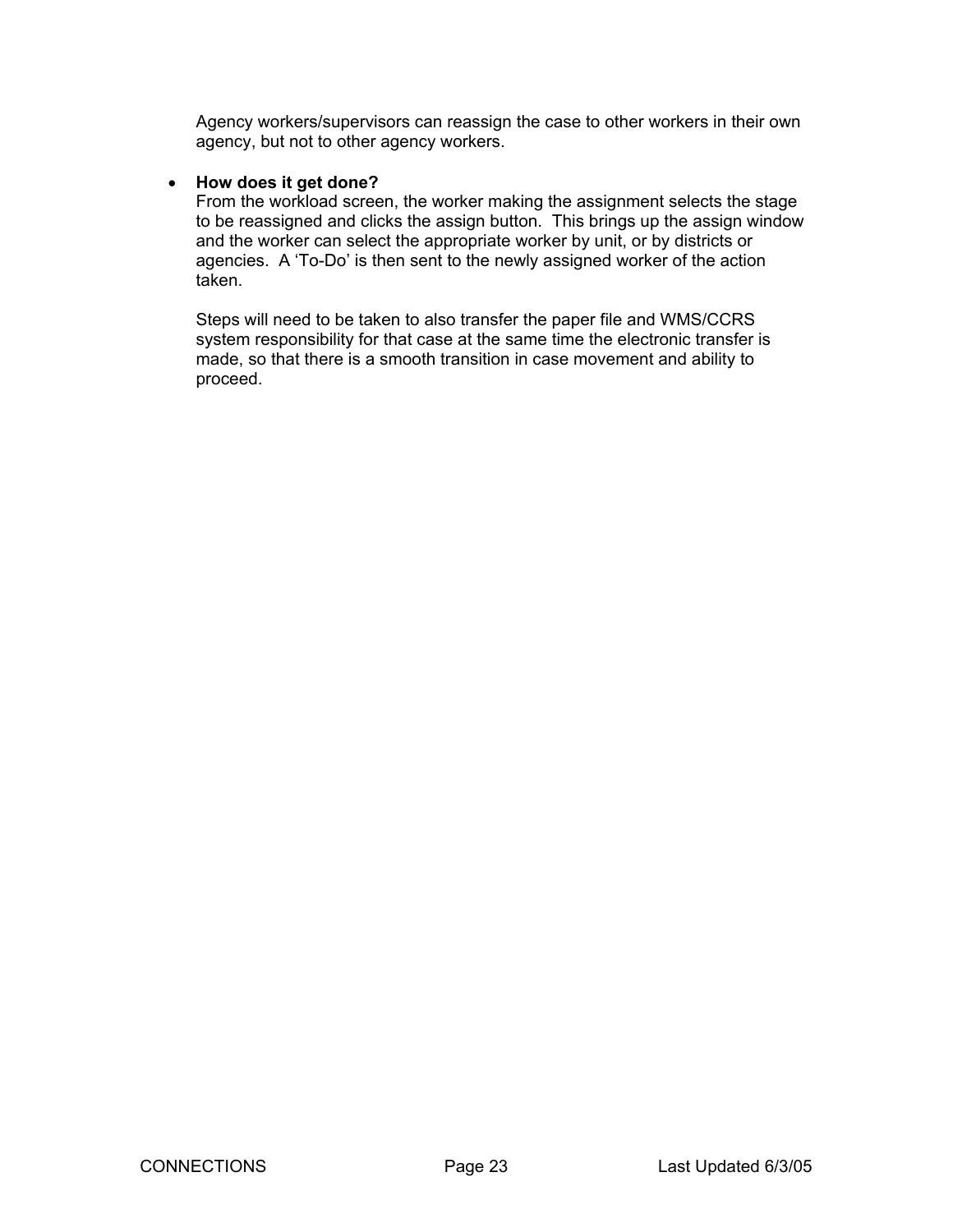Agency workers/supervisors can reassign the case to other workers in their own agency, but not to other agency workers.

- **How does it get done?**
  From the workload screen, the worker making the assignment selects the stage to be reassigned and clicks the assign button. This brings up the assign window and the worker can select the appropriate worker by unit, or by districts or agencies. A 'To-Do' is then sent to the newly assigned worker of the action taken.

  Steps will need to be taken to also transfer the paper file and WMS/CCRS system responsibility for that case at the same time the electronic transfer is made, so that there is a smooth transition in case movement and ability to proceed.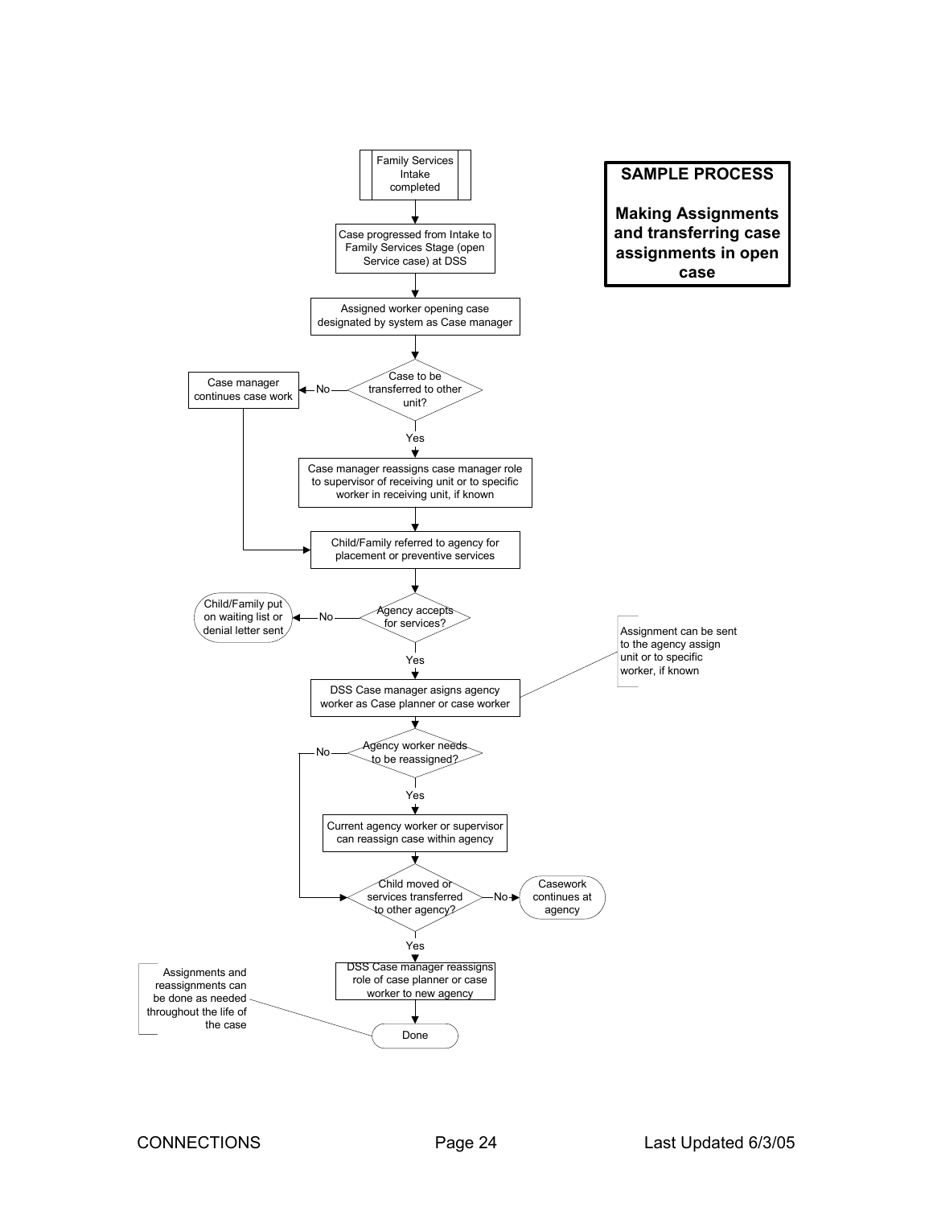**SAMPLE PROCESS**

**Making Assignments and transferring case assignments in open case**

- Family Services Intake completed
- Case progressed from Intake to Family Services Stage (open Service case) at DSS
- Assigned worker opening case designated by system as Case manager
- Case to be transferred to other unit?
  - No → Case manager continues case work → Child/Family referred to agency for placement or preventive services
  - Yes → Case manager reassigns case manager role to supervisor of receiving unit or to specific worker in receiving unit, if known
- Child/Family referred to agency for placement or preventive services
- Agency accepts for services?
  - No → Child/Family put on waiting list or denial letter sent
  - Yes → DSS Case manager asigns agency worker as Case planner or case worker
    - Assignment can be sent to the agency assign unit or to specific worker, if known
- Agency worker needs to be reassigned?
  - No → Child moved or services transferred to other agency?
  - Yes → Current agency worker or supervisor can reassign case within agency
- Child moved or services transferred to other agency?
  - No → Casework continues at agency
  - Yes → DSS Case manager reassigns role of case planner or case worker to new agency
- Done
  - Assignments and reassignments can be done as needed throughout the life of the case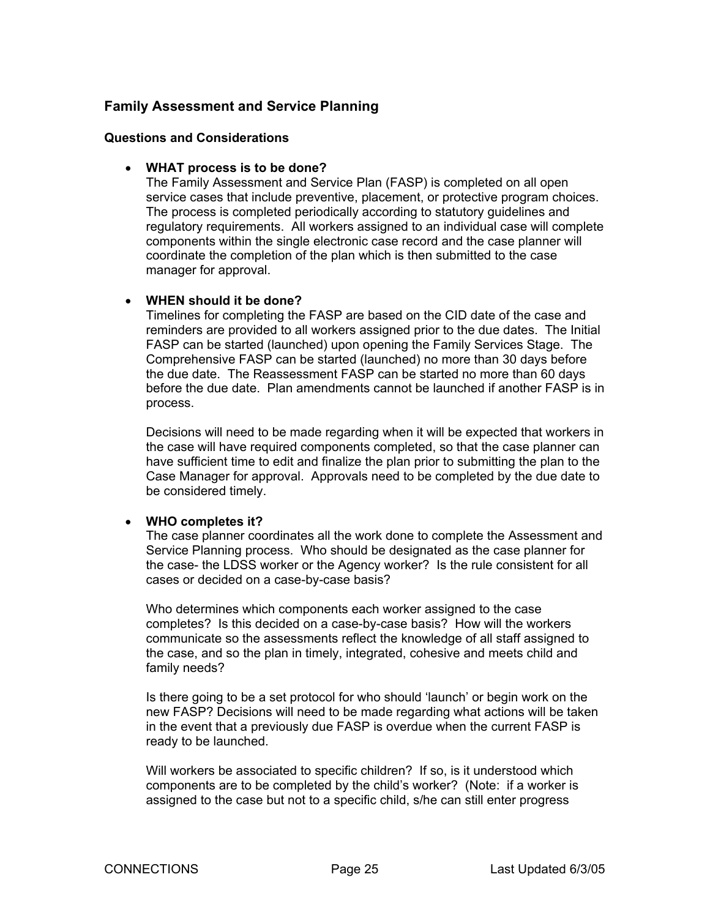## Family Assessment and Service Planning

### Questions and Considerations

- **WHAT process is to be done?**
  The Family Assessment and Service Plan (FASP) is completed on all open service cases that include preventive, placement, or protective program choices. The process is completed periodically according to statutory guidelines and regulatory requirements. All workers assigned to an individual case will complete components within the single electronic case record and the case planner will coordinate the completion of the plan which is then submitted to the case manager for approval.

- **WHEN should it be done?**
  Timelines for completing the FASP are based on the CID date of the case and reminders are provided to all workers assigned prior to the due dates. The Initial FASP can be started (launched) upon opening the Family Services Stage. The Comprehensive FASP can be started (launched) no more than 30 days before the due date. The Reassessment FASP can be started no more than 60 days before the due date. Plan amendments cannot be launched if another FASP is in process.

  Decisions will need to be made regarding when it will be expected that workers in the case will have required components completed, so that the case planner can have sufficient time to edit and finalize the plan prior to submitting the plan to the Case Manager for approval. Approvals need to be completed by the due date to be considered timely.

- **WHO completes it?**
  The case planner coordinates all the work done to complete the Assessment and Service Planning process. Who should be designated as the case planner for the case- the LDSS worker or the Agency worker? Is the rule consistent for all cases or decided on a case-by-case basis?

  Who determines which components each worker assigned to the case completes? Is this decided on a case-by-case basis? How will the workers communicate so the assessments reflect the knowledge of all staff assigned to the case, and so the plan in timely, integrated, cohesive and meets child and family needs?

  Is there going to be a set protocol for who should 'launch' or begin work on the new FASP? Decisions will need to be made regarding what actions will be taken in the event that a previously due FASP is overdue when the current FASP is ready to be launched.

  Will workers be associated to specific children? If so, is it understood which components are to be completed by the child's worker? (Note: if a worker is assigned to the case but not to a specific child, s/he can still enter progress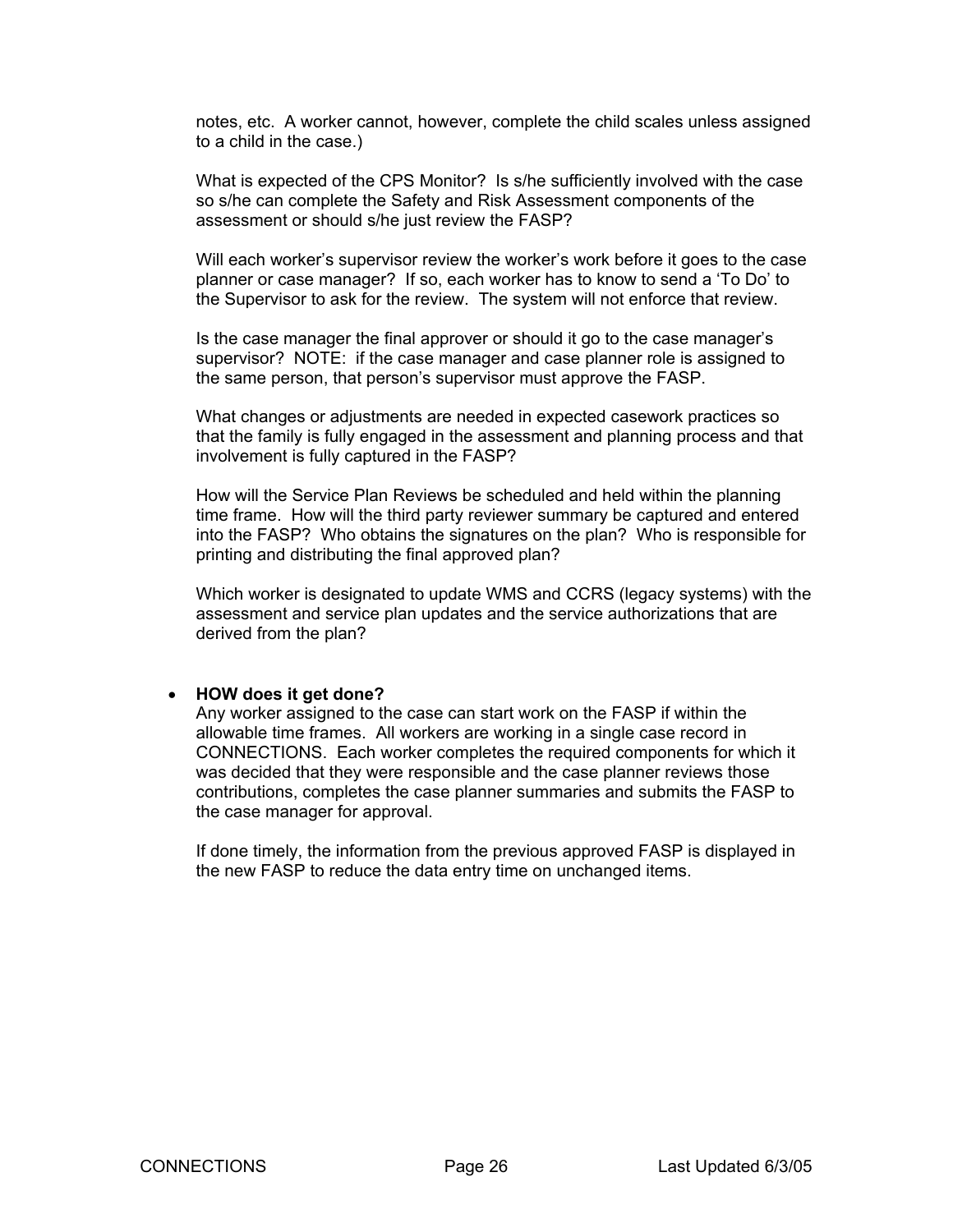notes, etc. A worker cannot, however, complete the child scales unless assigned to a child in the case.)

What is expected of the CPS Monitor? Is s/he sufficiently involved with the case so s/he can complete the Safety and Risk Assessment components of the assessment or should s/he just review the FASP?

Will each worker's supervisor review the worker's work before it goes to the case planner or case manager? If so, each worker has to know to send a 'To Do' to the Supervisor to ask for the review. The system will not enforce that review.

Is the case manager the final approver or should it go to the case manager's supervisor? NOTE: if the case manager and case planner role is assigned to the same person, that person's supervisor must approve the FASP.

What changes or adjustments are needed in expected casework practices so that the family is fully engaged in the assessment and planning process and that involvement is fully captured in the FASP?

How will the Service Plan Reviews be scheduled and held within the planning time frame. How will the third party reviewer summary be captured and entered into the FASP? Who obtains the signatures on the plan? Who is responsible for printing and distributing the final approved plan?

Which worker is designated to update WMS and CCRS (legacy systems) with the assessment and service plan updates and the service authorizations that are derived from the plan?

- **HOW does it get done?**
  Any worker assigned to the case can start work on the FASP if within the allowable time frames. All workers are working in a single case record in CONNECTIONS. Each worker completes the required components for which it was decided that they were responsible and the case planner reviews those contributions, completes the case planner summaries and submits the FASP to the case manager for approval.

  If done timely, the information from the previous approved FASP is displayed in the new FASP to reduce the data entry time on unchanged items.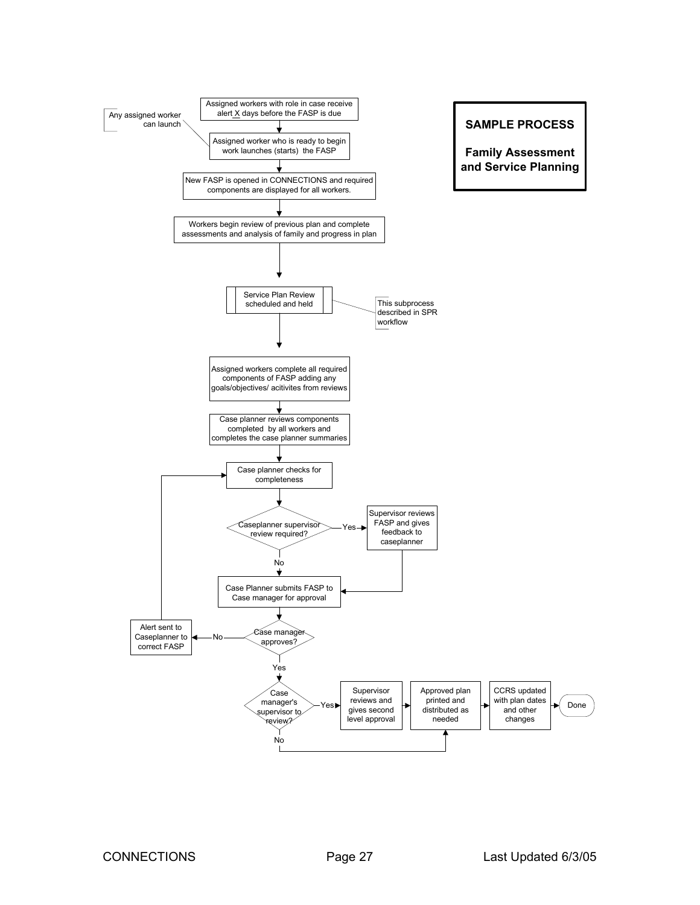**SAMPLE PROCESS**

**Family Assessment and Service Planning**

Assigned workers with role in case receive alert X days before the FASP is due

Any assigned worker can launch

Assigned worker who is ready to begin work launches (starts) the FASP

New FASP is opened in CONNECTIONS and required components are displayed for all workers.

Workers begin review of previous plan and complete assessments and analysis of family and progress in plan

Service Plan Review scheduled and held

This subprocess described in SPR workflow

Assigned workers complete all required components of FASP adding any goals/objectives/ acitivites from reviews

Case planner reviews components completed by all workers and completes the case planner summaries

Case planner checks for completeness

Caseplanner supervisor review required?

Yes

Supervisor reviews FASP and gives feedback to caseplanner

No

Case Planner submits FASP to Case manager for approval

Case manager approves?

No

Alert sent to Caseplanner to correct FASP

Yes

Case manager's supervisor to review?

Yes

Supervisor reviews and gives second level approval

No

Approved plan printed and distributed as needed

CCRS updated with plan dates and other changes

Done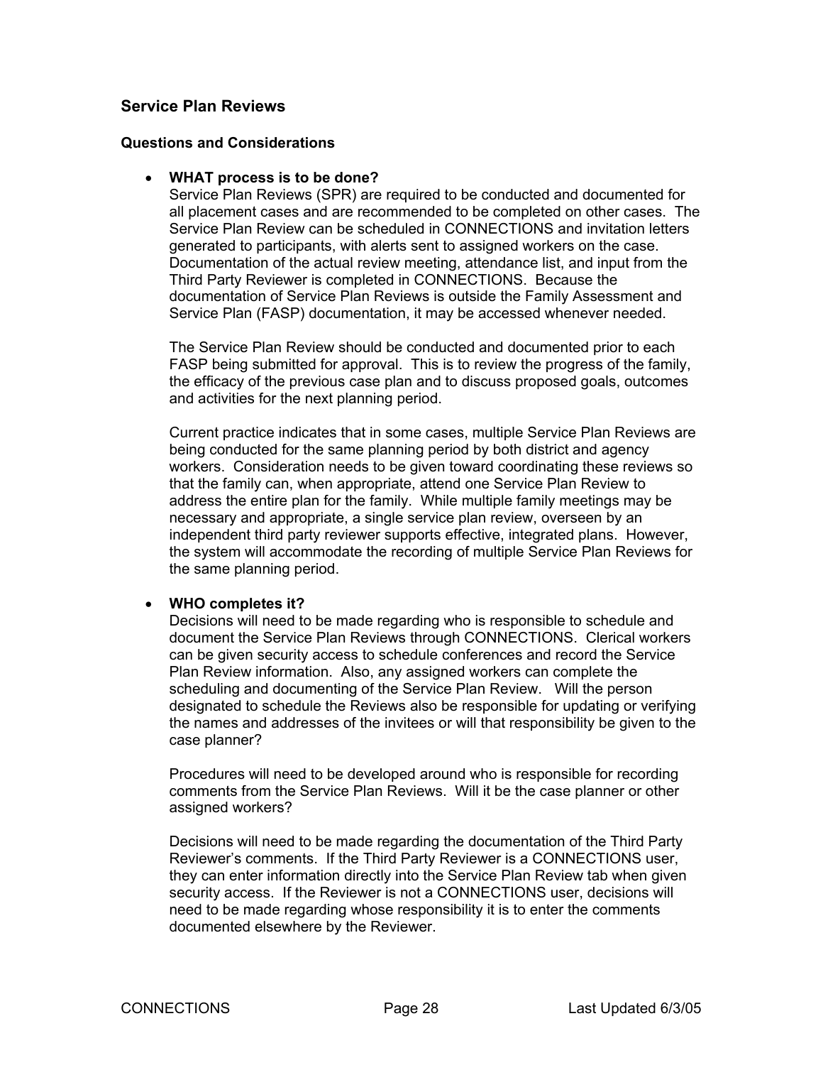## Service Plan Reviews

### Questions and Considerations

- **WHAT process is to be done?**
  Service Plan Reviews (SPR) are required to be conducted and documented for all placement cases and are recommended to be completed on other cases. The Service Plan Review can be scheduled in CONNECTIONS and invitation letters generated to participants, with alerts sent to assigned workers on the case. Documentation of the actual review meeting, attendance list, and input from the Third Party Reviewer is completed in CONNECTIONS. Because the documentation of Service Plan Reviews is outside the Family Assessment and Service Plan (FASP) documentation, it may be accessed whenever needed.

  The Service Plan Review should be conducted and documented prior to each FASP being submitted for approval. This is to review the progress of the family, the efficacy of the previous case plan and to discuss proposed goals, outcomes and activities for the next planning period.

  Current practice indicates that in some cases, multiple Service Plan Reviews are being conducted for the same planning period by both district and agency workers. Consideration needs to be given toward coordinating these reviews so that the family can, when appropriate, attend one Service Plan Review to address the entire plan for the family. While multiple family meetings may be necessary and appropriate, a single service plan review, overseen by an independent third party reviewer supports effective, integrated plans. However, the system will accommodate the recording of multiple Service Plan Reviews for the same planning period.

- **WHO completes it?**
  Decisions will need to be made regarding who is responsible to schedule and document the Service Plan Reviews through CONNECTIONS. Clerical workers can be given security access to schedule conferences and record the Service Plan Review information. Also, any assigned workers can complete the scheduling and documenting of the Service Plan Review. Will the person designated to schedule the Reviews also be responsible for updating or verifying the names and addresses of the invitees or will that responsibility be given to the case planner?

  Procedures will need to be developed around who is responsible for recording comments from the Service Plan Reviews. Will it be the case planner or other assigned workers?

  Decisions will need to be made regarding the documentation of the Third Party Reviewer's comments. If the Third Party Reviewer is a CONNECTIONS user, they can enter information directly into the Service Plan Review tab when given security access. If the Reviewer is not a CONNECTIONS user, decisions will need to be made regarding whose responsibility it is to enter the comments documented elsewhere by the Reviewer.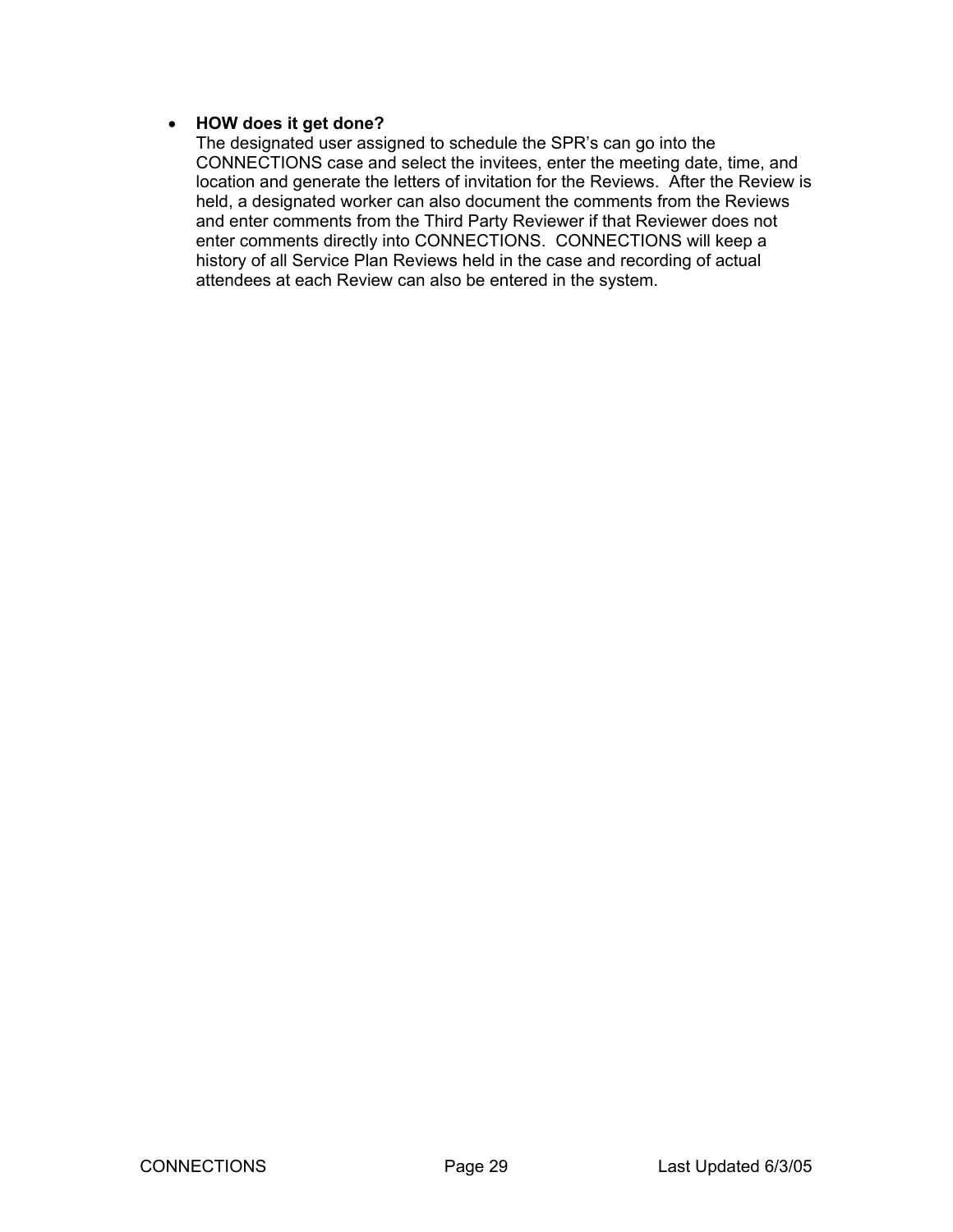- **HOW does it get done?**
  The designated user assigned to schedule the SPR's can go into the CONNECTIONS case and select the invitees, enter the meeting date, time, and location and generate the letters of invitation for the Reviews. After the Review is held, a designated worker can also document the comments from the Reviews and enter comments from the Third Party Reviewer if that Reviewer does not enter comments directly into CONNECTIONS. CONNECTIONS will keep a history of all Service Plan Reviews held in the case and recording of actual attendees at each Review can also be entered in the system.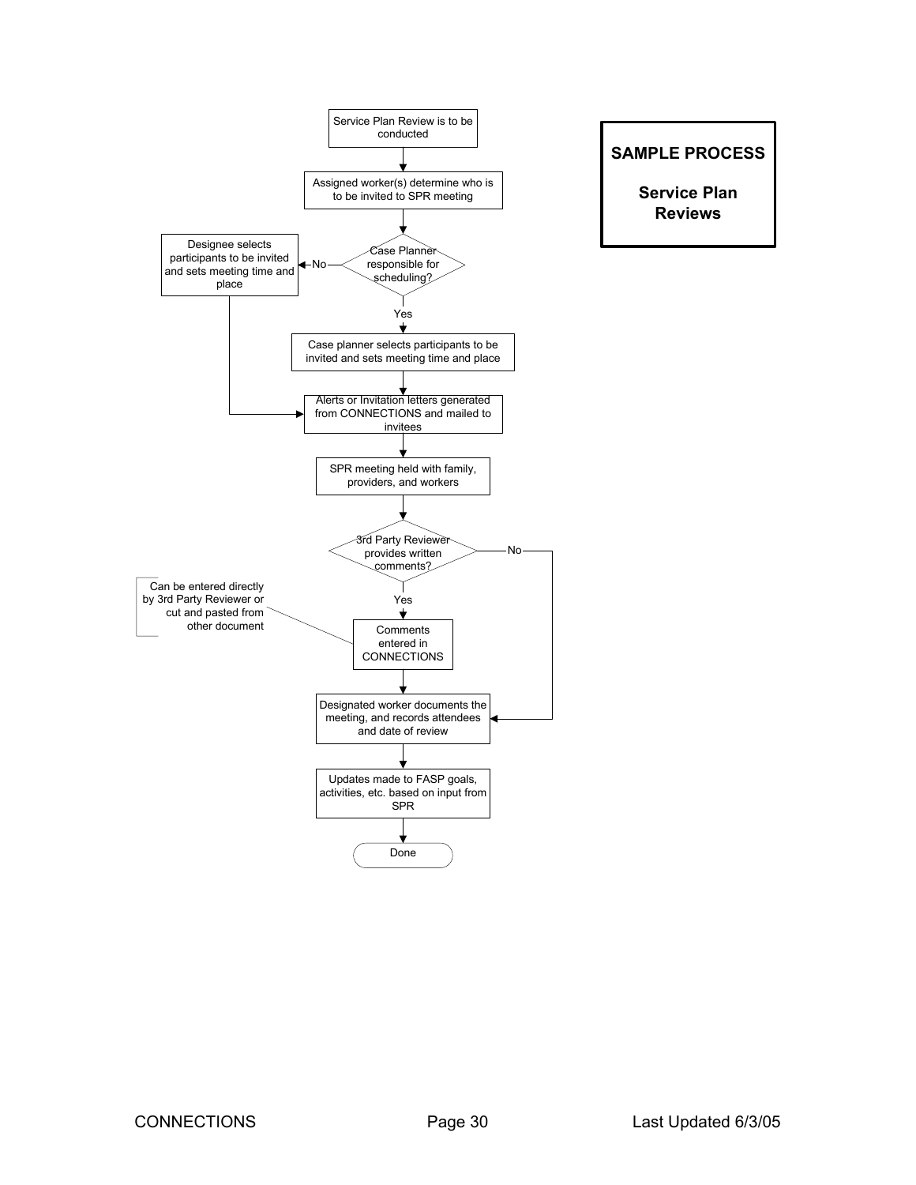**SAMPLE PROCESS**

**Service Plan Reviews**

Service Plan Review is to be conducted

Assigned worker(s) determine who is to be invited to SPR meeting

Case Planner responsible for scheduling?

No → Designee selects participants to be invited and sets meeting time and place

Yes → Case planner selects participants to be invited and sets meeting time and place

Alerts or Invitation letters generated from CONNECTIONS and mailed to invitees

SPR meeting held with family, providers, and workers

3rd Party Reviewer provides written comments?

Yes → Comments entered in CONNECTIONS

Can be entered directly by 3rd Party Reviewer or cut and pasted from other document

No → Designated worker documents the meeting, and records attendees and date of review

Designated worker documents the meeting, and records attendees and date of review

Updates made to FASP goals, activities, etc. based on input from SPR

Done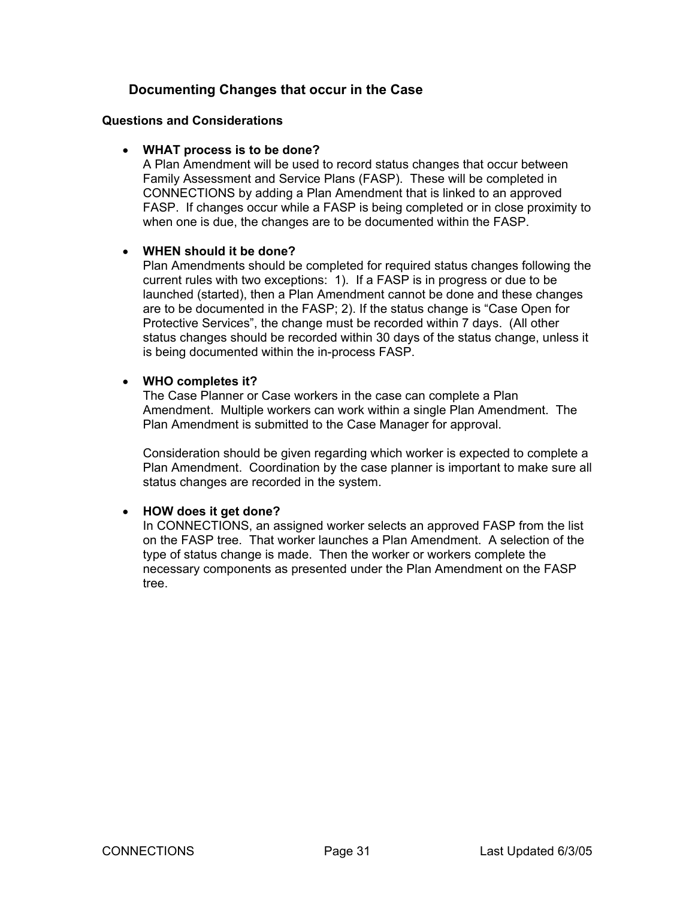## Documenting Changes that occur in the Case

### Questions and Considerations

- **WHAT process is to be done?**
  A Plan Amendment will be used to record status changes that occur between Family Assessment and Service Plans (FASP). These will be completed in CONNECTIONS by adding a Plan Amendment that is linked to an approved FASP. If changes occur while a FASP is being completed or in close proximity to when one is due, the changes are to be documented within the FASP.

- **WHEN should it be done?**
  Plan Amendments should be completed for required status changes following the current rules with two exceptions: 1). If a FASP is in progress or due to be launched (started), then a Plan Amendment cannot be done and these changes are to be documented in the FASP; 2). If the status change is "Case Open for Protective Services", the change must be recorded within 7 days. (All other status changes should be recorded within 30 days of the status change, unless it is being documented within the in-process FASP.

- **WHO completes it?**
  The Case Planner or Case workers in the case can complete a Plan Amendment. Multiple workers can work within a single Plan Amendment. The Plan Amendment is submitted to the Case Manager for approval.

  Consideration should be given regarding which worker is expected to complete a Plan Amendment. Coordination by the case planner is important to make sure all status changes are recorded in the system.

- **HOW does it get done?**
  In CONNECTIONS, an assigned worker selects an approved FASP from the list on the FASP tree. That worker launches a Plan Amendment. A selection of the type of status change is made. Then the worker or workers complete the necessary components as presented under the Plan Amendment on the FASP tree.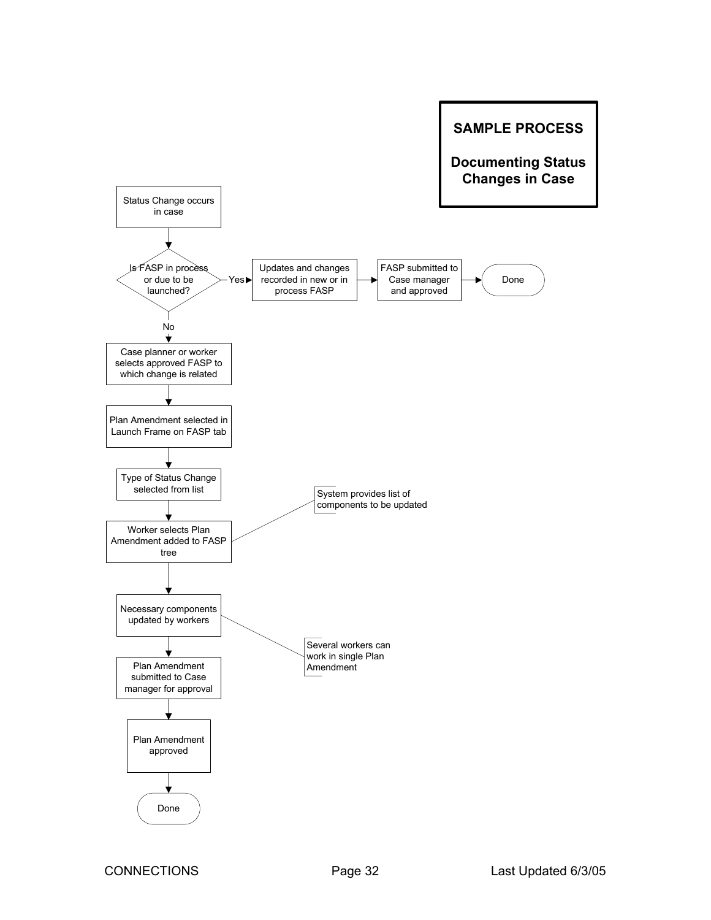**SAMPLE PROCESS**

**Documenting Status Changes in Case**

Status Change occurs in case

Is FASP in process or due to be launched?

Yes → Updates and changes recorded in new or in process FASP → FASP submitted to Case manager and approved → Done

No ↓

Case planner or worker selects approved FASP to which change is related

Plan Amendment selected in Launch Frame on FASP tab

Type of Status Change selected from list

Worker selects Plan Amendment added to FASP tree

System provides list of components to be updated

Necessary components updated by workers

Several workers can work in single Plan Amendment

Plan Amendment submitted to Case manager for approval

Plan Amendment approved

Done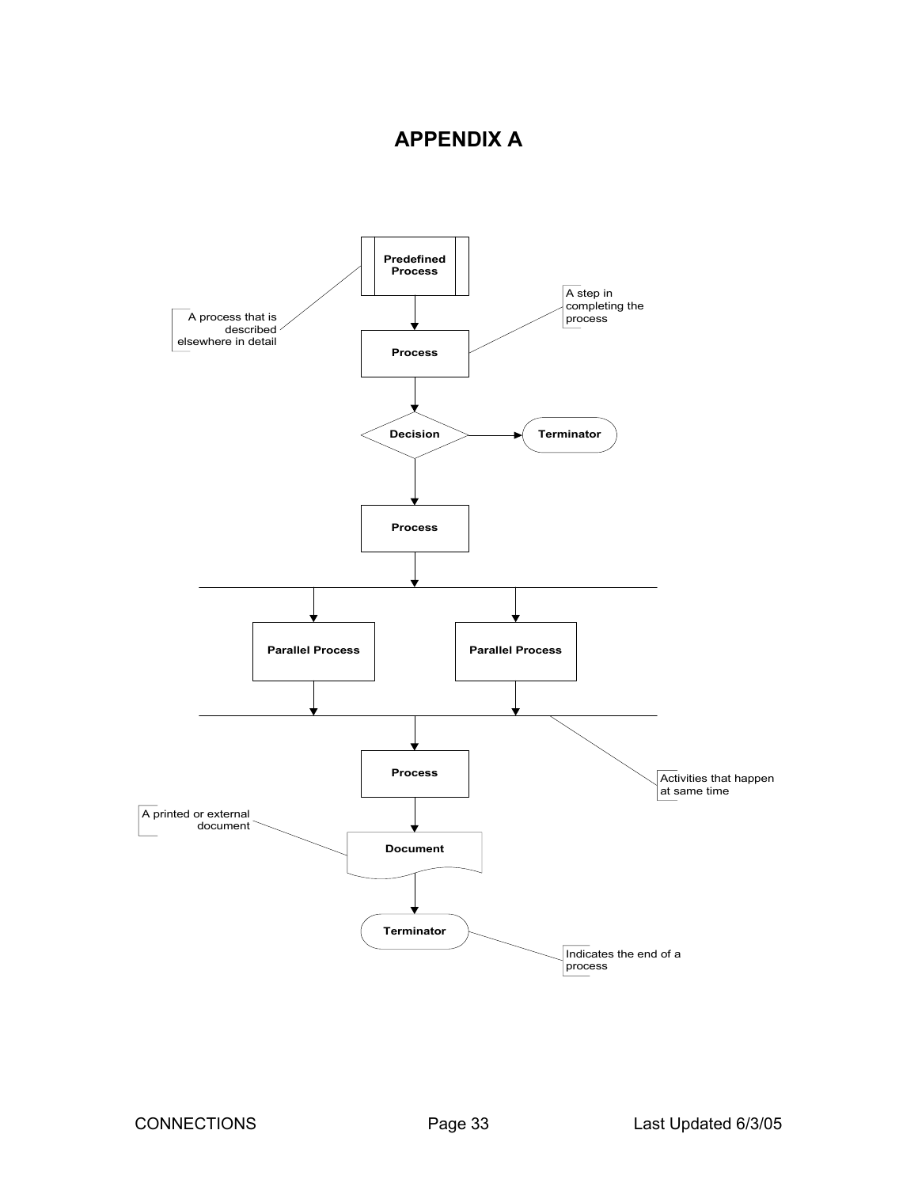# APPENDIX A

Predefined Process

A process that is described elsewhere in detail

Process

A step in completing the process

Decision

Terminator

Process

Parallel Process

Parallel Process

Process

Activities that happen at same time

A printed or external document

Document

Terminator

Indicates the end of a process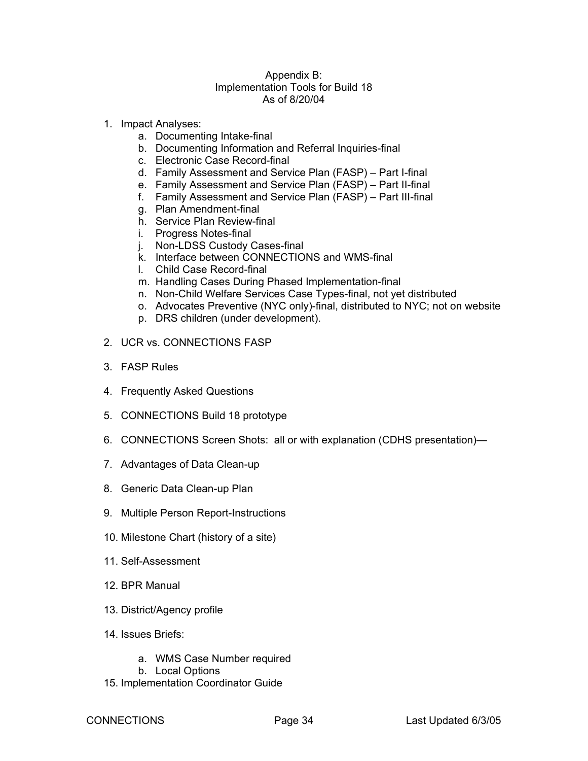# Appendix B: Implementation Tools for Build 18 As of 8/20/04

1. Impact Analyses:
    a. Documenting Intake-final
    b. Documenting Information and Referral Inquiries-final
    c. Electronic Case Record-final
    d. Family Assessment and Service Plan (FASP) – Part I-final
    e. Family Assessment and Service Plan (FASP) – Part II-final
    f. Family Assessment and Service Plan (FASP) – Part III-final
    g. Plan Amendment-final
    h. Service Plan Review-final
    i. Progress Notes-final
    j. Non-LDSS Custody Cases-final
    k. Interface between CONNECTIONS and WMS-final
    l. Child Case Record-final
    m. Handling Cases During Phased Implementation-final
    n. Non-Child Welfare Services Case Types-final, not yet distributed
    o. Advocates Preventive (NYC only)-final, distributed to NYC; not on website
    p. DRS children (under development).

2. UCR vs. CONNECTIONS FASP

3. FASP Rules

4. Frequently Asked Questions

5. CONNECTIONS Build 18 prototype

6. CONNECTIONS Screen Shots: all or with explanation (CDHS presentation)—

7. Advantages of Data Clean-up

8. Generic Data Clean-up Plan

9. Multiple Person Report-Instructions

10. Milestone Chart (history of a site)

11. Self-Assessment

12. BPR Manual

13. District/Agency profile

14. Issues Briefs:
    a. WMS Case Number required
    b. Local Options

15. Implementation Coordinator Guide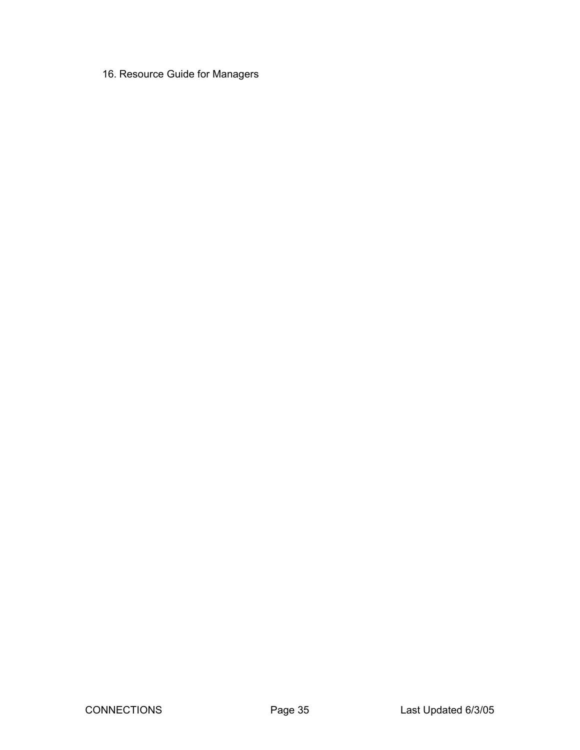16. Resource Guide for Managers